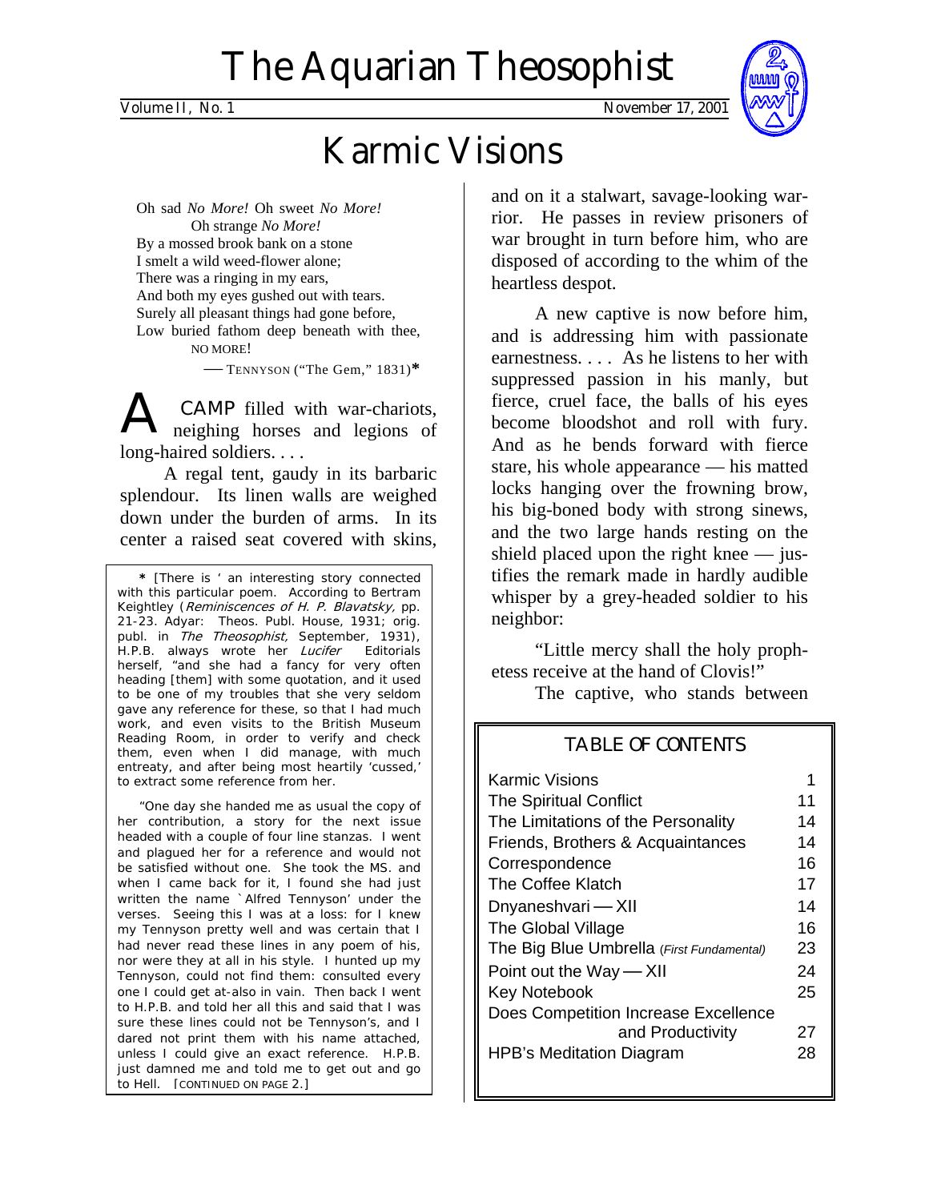# The Aquarian Theosophist

Volume II, No. 1 November 17, 2001

## Karmic Visions

Oh sad *No More!* Oh sweet *No More!*
Oh strange *No More!*
By a mossed brook bank on a stone
I smelt a wild weed-flower alone;
There was a ringing in my ears,
And both my eyes gushed out with tears.
Surely all pleasant things had gone before,
Low buried fathom deep beneath with thee,
NO MORE!

— TENNYSON ("The Gem," 1831)*

A CAMP filled with war-chariots, neighing horses and legions of long-haired soldiers. . . .

A regal tent, gaudy in its barbaric splendour. Its linen walls are weighed down under the burden of arms. In its center a raised seat covered with skins, and on it a stalwart, savage-looking warrior. He passes in review prisoners of war brought in turn before him, who are disposed of according to the whim of the heartless despot.

A new captive is now before him, and is addressing him with passionate earnestness. . . . As he listens to her with suppressed passion in his manly, but fierce, cruel face, the balls of his eyes become bloodshot and roll with fury. And as he bends forward with fierce stare, his whole appearance — his matted locks hanging over the frowning brow, his big-boned body with strong sinews, and the two large hands resting on the shield placed upon the right knee — justifies the remark made in hardly audible whisper by a grey-headed soldier to his neighbor:

"Little mercy shall the holy prophetess receive at the hand of Clovis!"

The captive, who stands between

---

* [There is ' an interesting story connected with this particular poem. According to Bertram Keightley (*Reminiscences of H. P. Blavatsky,* pp. 21-23. Adyar: Theos. Publ. House, 1931; orig. publ. in *The Theosophist,* September, 1931), H.P.B. always wrote her *Lucifer* Editorials herself, "and she had a fancy for very often heading [them] with some quotation, and it used to be one of my troubles that she very seldom gave any reference for these, so that I had much work, and even visits to the British Museum Reading Room, in order to verify and check them, even when I did manage, with much entreaty, and after being most heartily 'cussed,' to extract some reference from her.

"One day she handed me as usual the copy of her contribution, a story for the next issue headed with a couple of four line stanzas. I went and plagued her for a reference and would not be satisfied without one. She took the MS. and when I came back for it, I found she had just written the name `Alfred Tennyson' under the verses. Seeing this I was at a loss: for I knew my Tennyson pretty well and was certain that I had never read these lines in any poem of his, nor were they at all in his style. I hunted up my Tennyson, could not find them: consulted every one I could get at-also in vain. Then back I went to H.P.B. and told her all this and said that I was sure these lines could not be Tennyson's, and I dared not print them with his name attached, unless I could give an exact reference. H.P.B. just damned me and told me to get out and go to Hell. [CONTINUED ON PAGE 2.]

---

### TABLE OF CONTENTS

| | |
|---|---|
| Karmic Visions | 1 |
| The Spiritual Conflict | 11 |
| The Limitations of the Personality | 14 |
| Friends, Brothers & Acquaintances | 14 |
| Correspondence | 16 |
| The Coffee Klatch | 17 |
| Dnyaneshvari — XII | 14 |
| The Global Village | 16 |
| The Big Blue Umbrella *(First Fundamental)* | 23 |
| Point out the Way — XII | 24 |
| Key Notebook | 25 |
| Does Competition Increase Excellence and Productivity | 27 |
| HPB's Meditation Diagram | 28 |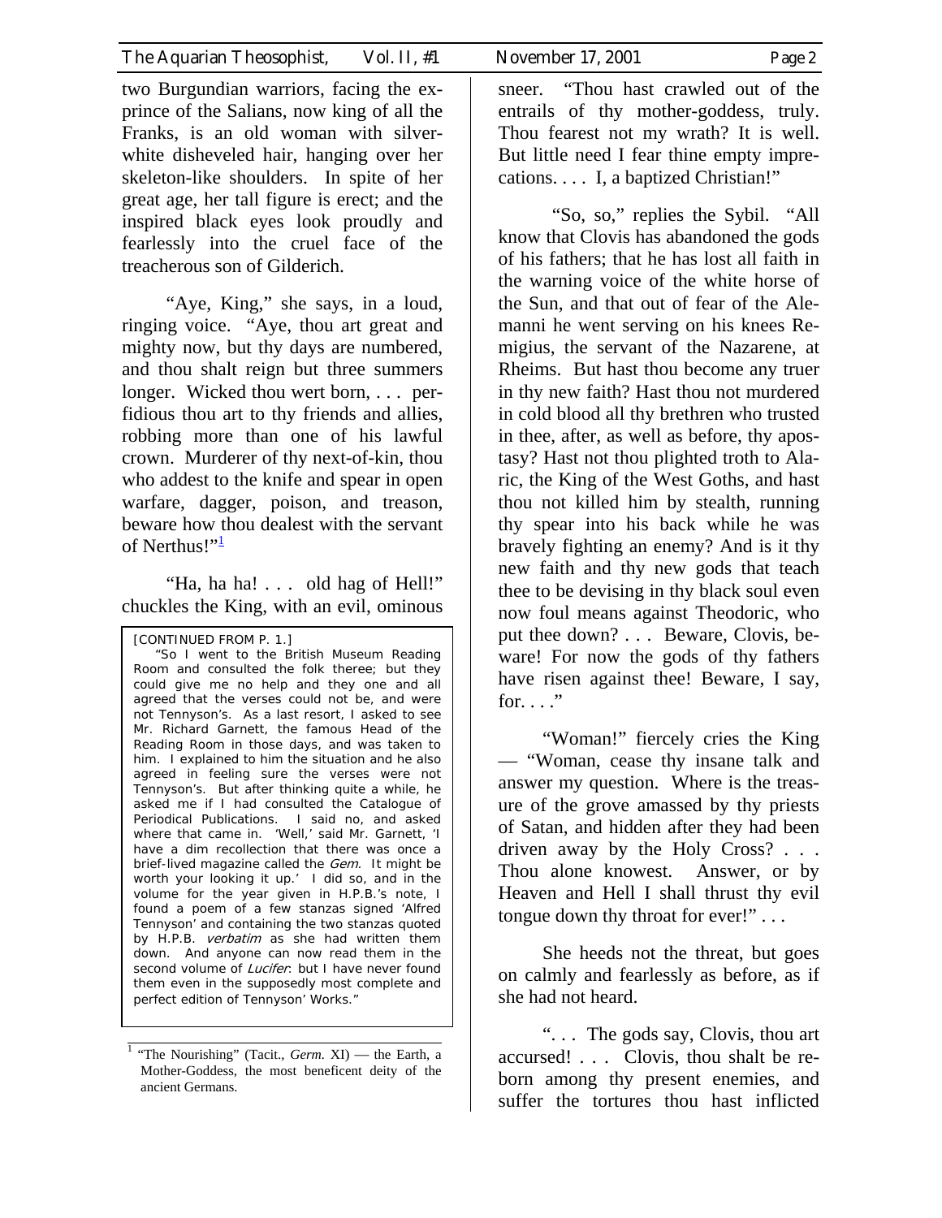two Burgundian warriors, facing the ex-prince of the Salians, now king of all the Franks, is an old woman with silver-white disheveled hair, hanging over her skeleton-like shoulders. In spite of her great age, her tall figure is erect; and the inspired black eyes look proudly and fearlessly into the cruel face of the treacherous son of Gilderich.

"Aye, King," she says, in a loud, ringing voice. "Aye, thou art great and mighty now, but thy days are numbered, and thou shalt reign but three summers longer. Wicked thou wert born, . . . perfidious thou art to thy friends and allies, robbing more than one of his lawful crown. Murderer of thy next-of-kin, thou who addest to the knife and spear in open warfare, dagger, poison, and treason, beware how thou dealest with the servant of Nerthus!"[1]

"Ha, ha ha! . . . old hag of Hell!" chuckles the King, with an evil, ominous sneer. "Thou hast crawled out of the entrails of thy mother-goddess, truly. Thou fearest not my wrath? It is well. But little need I fear thine empty imprecations. . . . I, a baptized Christian!"

"So, so," replies the Sybil. "All know that Clovis has abandoned the gods of his fathers; that he has lost all faith in the warning voice of the white horse of the Sun, and that out of fear of the Alemanni he went serving on his knees Remigius, the servant of the Nazarene, at Rheims. But hast thou become any truer in thy new faith? Hast thou not murdered in cold blood all thy brethren who trusted in thee, after, as well as before, thy apostasy? Hast not thou plighted troth to Alaric, the King of the West Goths, and hast thou not killed him by stealth, running thy spear into his back while he was bravely fighting an enemy? And is it thy new faith and thy new gods that teach thee to be devising in thy black soul even now foul means against Theodoric, who put thee down? . . . Beware, Clovis, beware! For now the gods of thy fathers have risen against thee! Beware, I say, for. . . ."

"Woman!" fiercely cries the King — "Woman, cease thy insane talk and answer my question. Where is the treasure of the grove amassed by thy priests of Satan, and hidden after they had been driven away by the Holy Cross? . . . Thou alone knowest. Answer, or by Heaven and Hell I shall thrust thy evil tongue down thy throat for ever!" . . .

She heeds not the threat, but goes on calmly and fearlessly as before, as if she had not heard.

". . . The gods say, Clovis, thou art accursed! . . . Clovis, thou shalt be reborn among thy present enemies, and suffer the tortures thou hast inflicted

---

[CONTINUED FROM P. 1.]

"So I went to the British Museum Reading Room and consulted the folk theree; but they could give me no help and they one and all agreed that the verses could not be, and were not Tennyson's. As a last resort, I asked to see Mr. Richard Garnett, the famous Head of the Reading Room in those days, and was taken to him. I explained to him the situation and he also agreed in feeling sure the verses were not Tennyson's. But after thinking quite a while, he asked me if I had consulted the Catalogue of Periodical Publications. I said no, and asked where that came in. 'Well,' said Mr. Garnett, 'I have a dim recollection that there was once a brief-lived magazine called the *Gem*. It might be worth your looking it up.' I did so, and in the volume for the year given in H.P.B.'s note, I found a poem of a few stanzas signed 'Alfred Tennyson' and containing the two stanzas quoted by H.P.B. *verbatim* as she had written them down. And anyone can now read them in the second volume of *Lucifer*: but I have never found them even in the supposedly most complete and perfect edition of Tennyson' Works."

---

[1] "The Nourishing" (Tacit., *Germ.* XI) — the Earth, a Mother-Goddess, the most beneficent deity of the ancient Germans.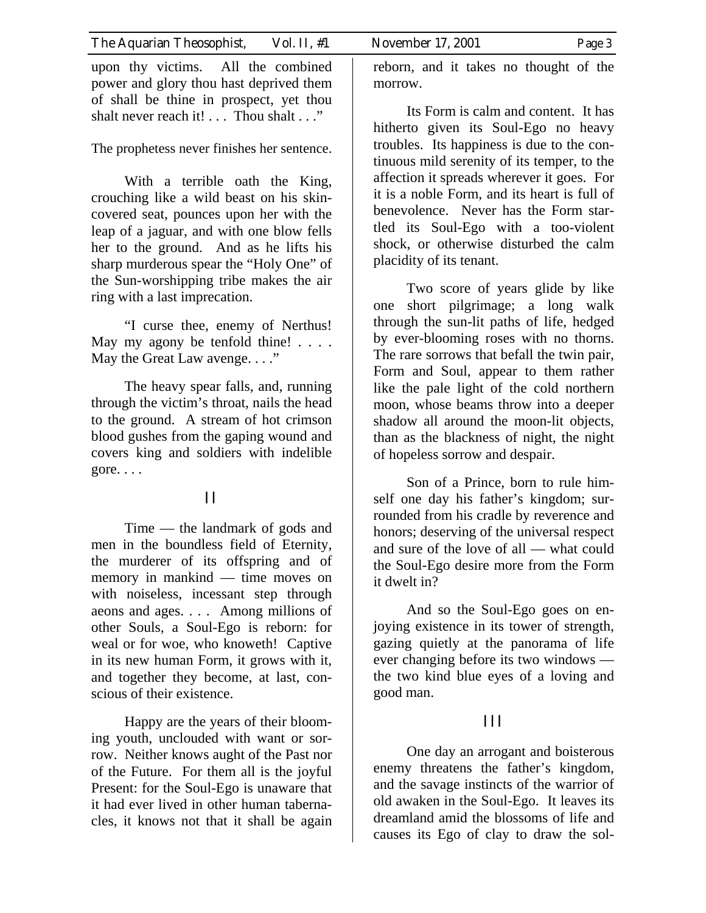upon thy victims. All the combined power and glory thou hast deprived them of shall be thine in prospect, yet thou shalt never reach it! . . . Thou shalt . . ."

The prophetess never finishes her sentence.

With a terrible oath the King, crouching like a wild beast on his skin-covered seat, pounces upon her with the leap of a jaguar, and with one blow fells her to the ground. And as he lifts his sharp murderous spear the "Holy One" of the Sun-worshipping tribe makes the air ring with a last imprecation.

"I curse thee, enemy of Nerthus! May my agony be tenfold thine! . . . . May the Great Law avenge. . . ."

The heavy spear falls, and, running through the victim's throat, nails the head to the ground. A stream of hot crimson blood gushes from the gaping wound and covers king and soldiers with indelible gore. . . .

## II

Time — the landmark of gods and men in the boundless field of Eternity, the murderer of its offspring and of memory in mankind — time moves on with noiseless, incessant step through aeons and ages. . . . Among millions of other Souls, a Soul-Ego is reborn: for weal or for woe, who knoweth! Captive in its new human Form, it grows with it, and together they become, at last, conscious of their existence.

Happy are the years of their blooming youth, unclouded with want or sorrow. Neither knows aught of the Past nor of the Future. For them all is the joyful Present: for the Soul-Ego is unaware that it had ever lived in other human tabernacles, it knows not that it shall be again reborn, and it takes no thought of the morrow.

Its Form is calm and content. It has hitherto given its Soul-Ego no heavy troubles. Its happiness is due to the continuous mild serenity of its temper, to the affection it spreads wherever it goes. For it is a noble Form, and its heart is full of benevolence. Never has the Form startled its Soul-Ego with a too-violent shock, or otherwise disturbed the calm placidity of its tenant.

Two score of years glide by like one short pilgrimage; a long walk through the sun-lit paths of life, hedged by ever-blooming roses with no thorns. The rare sorrows that befall the twin pair, Form and Soul, appear to them rather like the pale light of the cold northern moon, whose beams throw into a deeper shadow all around the moon-lit objects, than as the blackness of night, the night of hopeless sorrow and despair.

Son of a Prince, born to rule himself one day his father's kingdom; surrounded from his cradle by reverence and honors; deserving of the universal respect and sure of the love of all — what could the Soul-Ego desire more from the Form it dwelt in?

And so the Soul-Ego goes on enjoying existence in its tower of strength, gazing quietly at the panorama of life ever changing before its two windows — the two kind blue eyes of a loving and good man.

## III

One day an arrogant and boisterous enemy threatens the father's kingdom, and the savage instincts of the warrior of old awaken in the Soul-Ego. It leaves its dreamland amid the blossoms of life and causes its Ego of clay to draw the sol-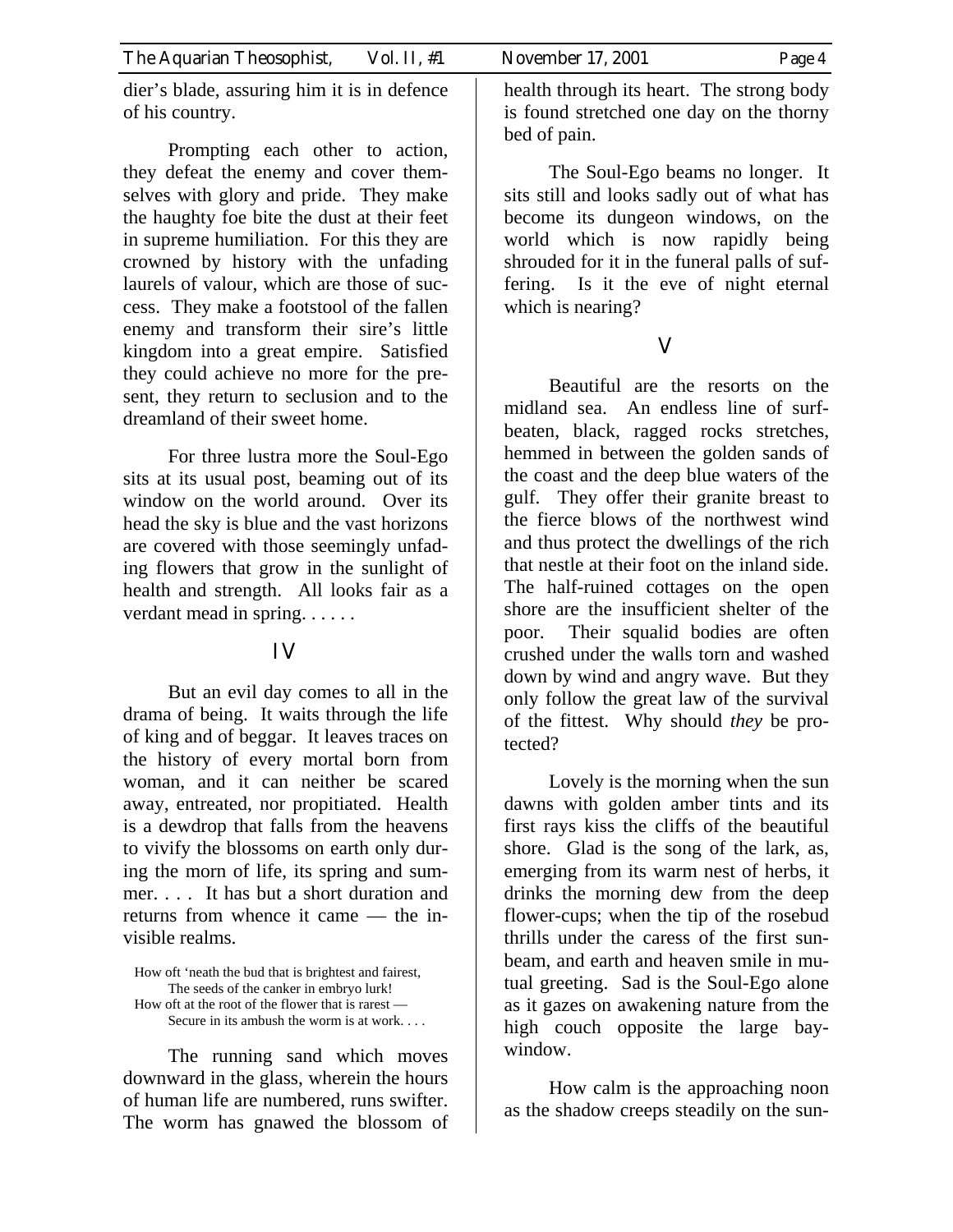dier's blade, assuring him it is in defence of his country.

Prompting each other to action, they defeat the enemy and cover themselves with glory and pride. They make the haughty foe bite the dust at their feet in supreme humiliation. For this they are crowned by history with the unfading laurels of valour, which are those of success. They make a footstool of the fallen enemy and transform their sire's little kingdom into a great empire. Satisfied they could achieve no more for the present, they return to seclusion and to the dreamland of their sweet home.

For three lustra more the Soul-Ego sits at its usual post, beaming out of its window on the world around. Over its head the sky is blue and the vast horizons are covered with those seemingly unfading flowers that grow in the sunlight of health and strength. All looks fair as a verdant mead in spring. . . . . .

## IV

But an evil day comes to all in the drama of being. It waits through the life of king and of beggar. It leaves traces on the history of every mortal born from woman, and it can neither be scared away, entreated, nor propitiated. Health is a dewdrop that falls from the heavens to vivify the blossoms on earth only during the morn of life, its spring and summer. . . . It has but a short duration and returns from whence it came — the invisible realms.

> How oft 'neath the bud that is brightest and fairest,
> The seeds of the canker in embryo lurk!
> How oft at the root of the flower that is rarest —
> Secure in its ambush the worm is at work. . . .

The running sand which moves downward in the glass, wherein the hours of human life are numbered, runs swifter. The worm has gnawed the blossom of health through its heart. The strong body is found stretched one day on the thorny bed of pain.

The Soul-Ego beams no longer. It sits still and looks sadly out of what has become its dungeon windows, on the world which is now rapidly being shrouded for it in the funeral palls of suffering. Is it the eve of night eternal which is nearing?

## V

Beautiful are the resorts on the midland sea. An endless line of surf-beaten, black, ragged rocks stretches, hemmed in between the golden sands of the coast and the deep blue waters of the gulf. They offer their granite breast to the fierce blows of the northwest wind and thus protect the dwellings of the rich that nestle at their foot on the inland side. The half-ruined cottages on the open shore are the insufficient shelter of the poor. Their squalid bodies are often crushed under the walls torn and washed down by wind and angry wave. But they only follow the great law of the survival of the fittest. Why should *they* be protected?

Lovely is the morning when the sun dawns with golden amber tints and its first rays kiss the cliffs of the beautiful shore. Glad is the song of the lark, as, emerging from its warm nest of herbs, it drinks the morning dew from the deep flower-cups; when the tip of the rosebud thrills under the caress of the first sunbeam, and earth and heaven smile in mutual greeting. Sad is the Soul-Ego alone as it gazes on awakening nature from the high couch opposite the large bay-window.

How calm is the approaching noon as the shadow creeps steadily on the sun-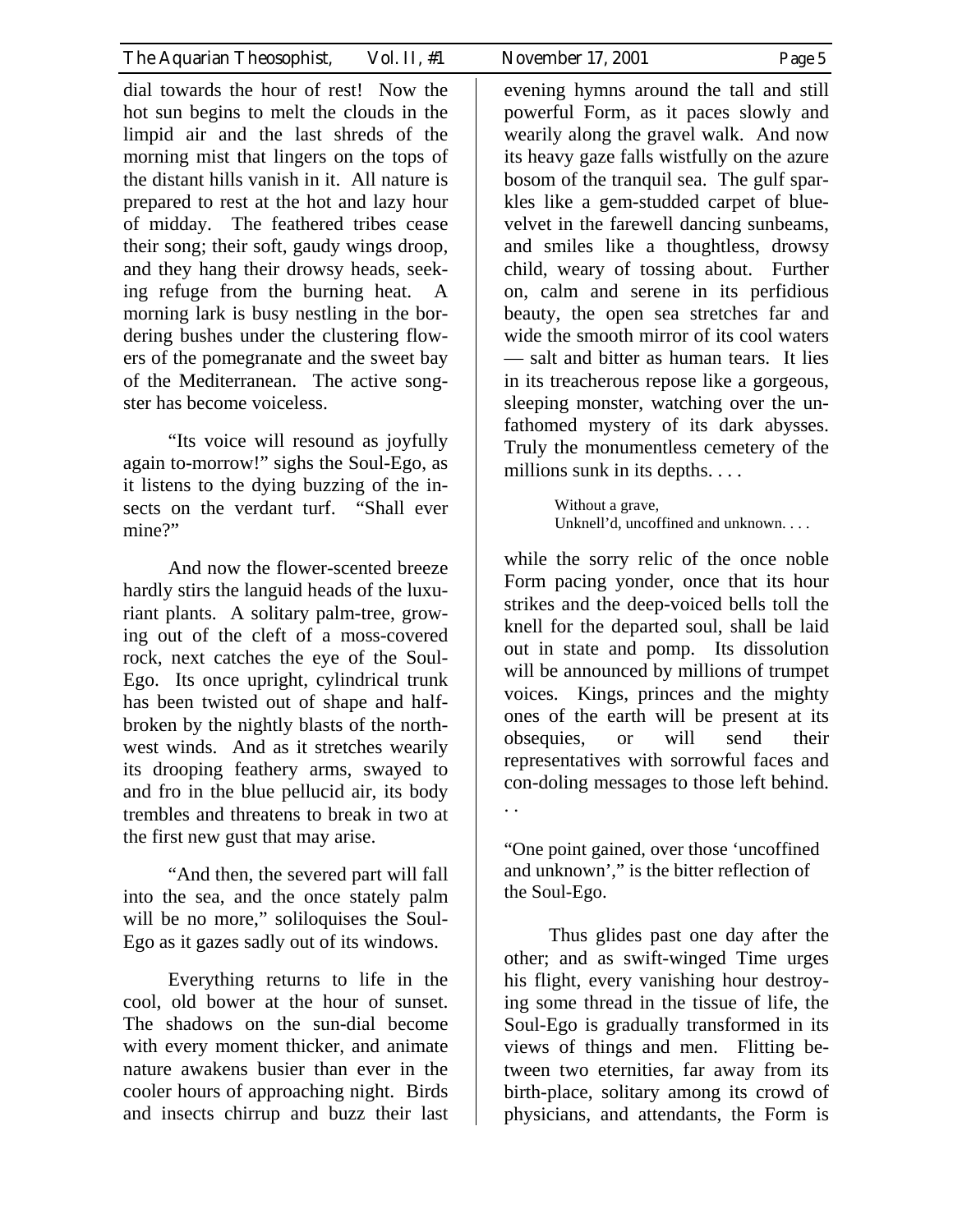dial towards the hour of rest! Now the hot sun begins to melt the clouds in the limpid air and the last shreds of the morning mist that lingers on the tops of the distant hills vanish in it. All nature is prepared to rest at the hot and lazy hour of midday. The feathered tribes cease their song; their soft, gaudy wings droop, and they hang their drowsy heads, seeking refuge from the burning heat. A morning lark is busy nestling in the bordering bushes under the clustering flowers of the pomegranate and the sweet bay of the Mediterranean. The active songster has become voiceless.

"Its voice will resound as joyfully again to-morrow!" sighs the Soul-Ego, as it listens to the dying buzzing of the insects on the verdant turf. "Shall ever mine?"

And now the flower-scented breeze hardly stirs the languid heads of the luxuriant plants. A solitary palm-tree, growing out of the cleft of a moss-covered rock, next catches the eye of the Soul-Ego. Its once upright, cylindrical trunk has been twisted out of shape and half-broken by the nightly blasts of the north-west winds. And as it stretches wearily its drooping feathery arms, swayed to and fro in the blue pellucid air, its body trembles and threatens to break in two at the first new gust that may arise.

"And then, the severed part will fall into the sea, and the once stately palm will be no more," soliloquises the Soul-Ego as it gazes sadly out of its windows.

Everything returns to life in the cool, old bower at the hour of sunset. The shadows on the sun-dial become with every moment thicker, and animate nature awakens busier than ever in the cooler hours of approaching night. Birds and insects chirrup and buzz their last evening hymns around the tall and still powerful Form, as it paces slowly and wearily along the gravel walk. And now its heavy gaze falls wistfully on the azure bosom of the tranquil sea. The gulf sparkles like a gem-studded carpet of blue-velvet in the farewell dancing sunbeams, and smiles like a thoughtless, drowsy child, weary of tossing about. Further on, calm and serene in its perfidious beauty, the open sea stretches far and wide the smooth mirror of its cool waters — salt and bitter as human tears. It lies in its treacherous repose like a gorgeous, sleeping monster, watching over the unfathomed mystery of its dark abysses. Truly the monumentless cemetery of the millions sunk in its depths. . . .

> Without a grave,
> Unknell'd, uncoffined and unknown. . . .

while the sorry relic of the once noble Form pacing yonder, once that its hour strikes and the deep-voiced bells toll the knell for the departed soul, shall be laid out in state and pomp. Its dissolution will be announced by millions of trumpet voices. Kings, princes and the mighty ones of the earth will be present at its obsequies, or will send their representatives with sorrowful faces and con-doling messages to those left behind. . .

"One point gained, over those 'uncoffined and unknown'," is the bitter reflection of the Soul-Ego.

Thus glides past one day after the other; and as swift-winged Time urges his flight, every vanishing hour destroying some thread in the tissue of life, the Soul-Ego is gradually transformed in its views of things and men. Flitting between two eternities, far away from its birth-place, solitary among its crowd of physicians, and attendants, the Form is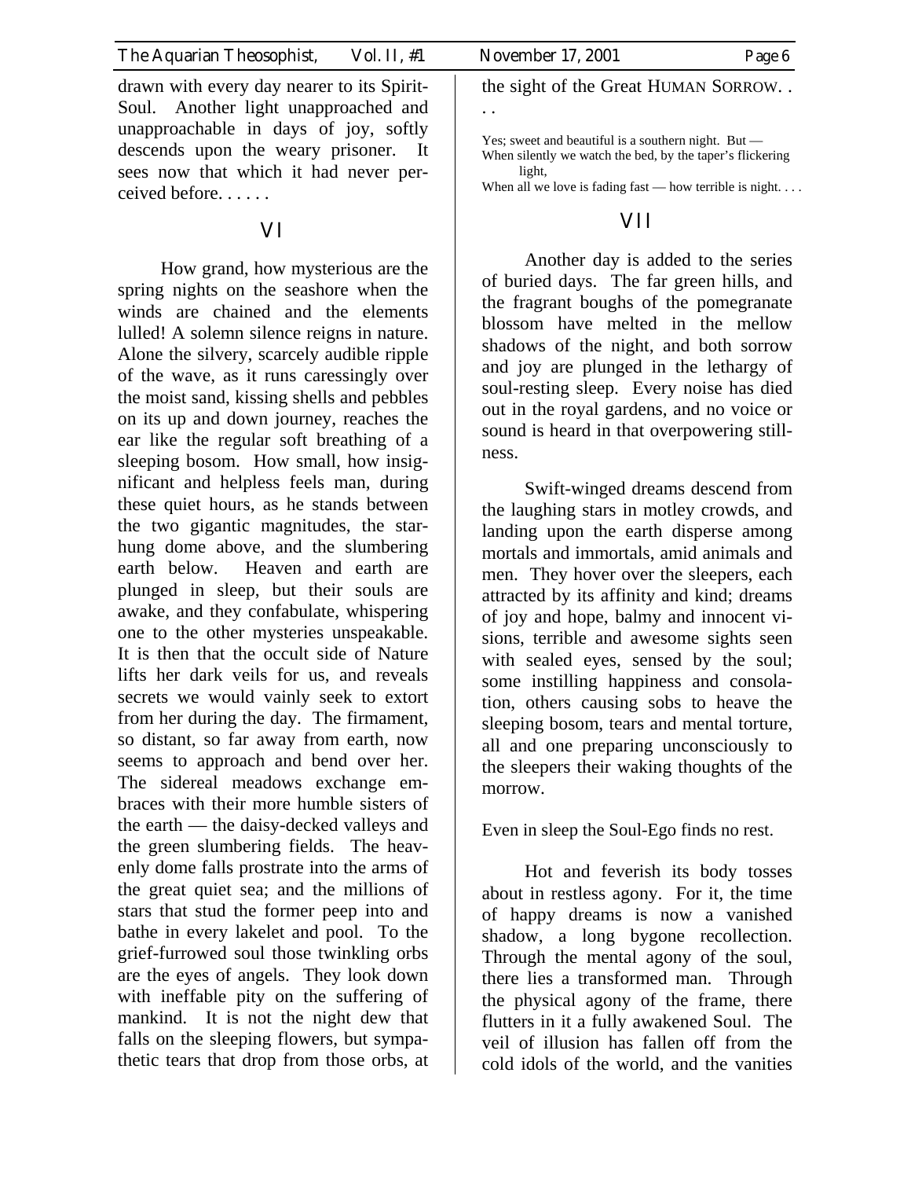drawn with every day nearer to its Spirit-Soul. Another light unapproached and unapproachable in days of joy, softly descends upon the weary prisoner. It sees now that which it had never perceived before. . . . . .

## VI

How grand, how mysterious are the spring nights on the seashore when the winds are chained and the elements lulled! A solemn silence reigns in nature. Alone the silvery, scarcely audible ripple of the wave, as it runs caressingly over the moist sand, kissing shells and pebbles on its up and down journey, reaches the ear like the regular soft breathing of a sleeping bosom. How small, how insignificant and helpless feels man, during these quiet hours, as he stands between the two gigantic magnitudes, the star-hung dome above, and the slumbering earth below. Heaven and earth are plunged in sleep, but their souls are awake, and they confabulate, whispering one to the other mysteries unspeakable. It is then that the occult side of Nature lifts her dark veils for us, and reveals secrets we would vainly seek to extort from her during the day. The firmament, so distant, so far away from earth, now seems to approach and bend over her. The sidereal meadows exchange embraces with their more humble sisters of the earth — the daisy-decked valleys and the green slumbering fields. The heavenly dome falls prostrate into the arms of the great quiet sea; and the millions of stars that stud the former peep into and bathe in every lakelet and pool. To the grief-furrowed soul those twinkling orbs are the eyes of angels. They look down with ineffable pity on the suffering of mankind. It is not the night dew that falls on the sleeping flowers, but sympathetic tears that drop from those orbs, at the sight of the Great HUMAN SORROW. . . .

Yes; sweet and beautiful is a southern night. But —
When silently we watch the bed, by the taper's flickering light,
When all we love is fading fast — how terrible is night. . . .

## VII

Another day is added to the series of buried days. The far green hills, and the fragrant boughs of the pomegranate blossom have melted in the mellow shadows of the night, and both sorrow and joy are plunged in the lethargy of soul-resting sleep. Every noise has died out in the royal gardens, and no voice or sound is heard in that overpowering stillness.

Swift-winged dreams descend from the laughing stars in motley crowds, and landing upon the earth disperse among mortals and immortals, amid animals and men. They hover over the sleepers, each attracted by its affinity and kind; dreams of joy and hope, balmy and innocent visions, terrible and awesome sights seen with sealed eyes, sensed by the soul; some instilling happiness and consolation, others causing sobs to heave the sleeping bosom, tears and mental torture, all and one preparing unconsciously to the sleepers their waking thoughts of the morrow.

Even in sleep the Soul-Ego finds no rest.

Hot and feverish its body tosses about in restless agony. For it, the time of happy dreams is now a vanished shadow, a long bygone recollection. Through the mental agony of the soul, there lies a transformed man. Through the physical agony of the frame, there flutters in it a fully awakened Soul. The veil of illusion has fallen off from the cold idols of the world, and the vanities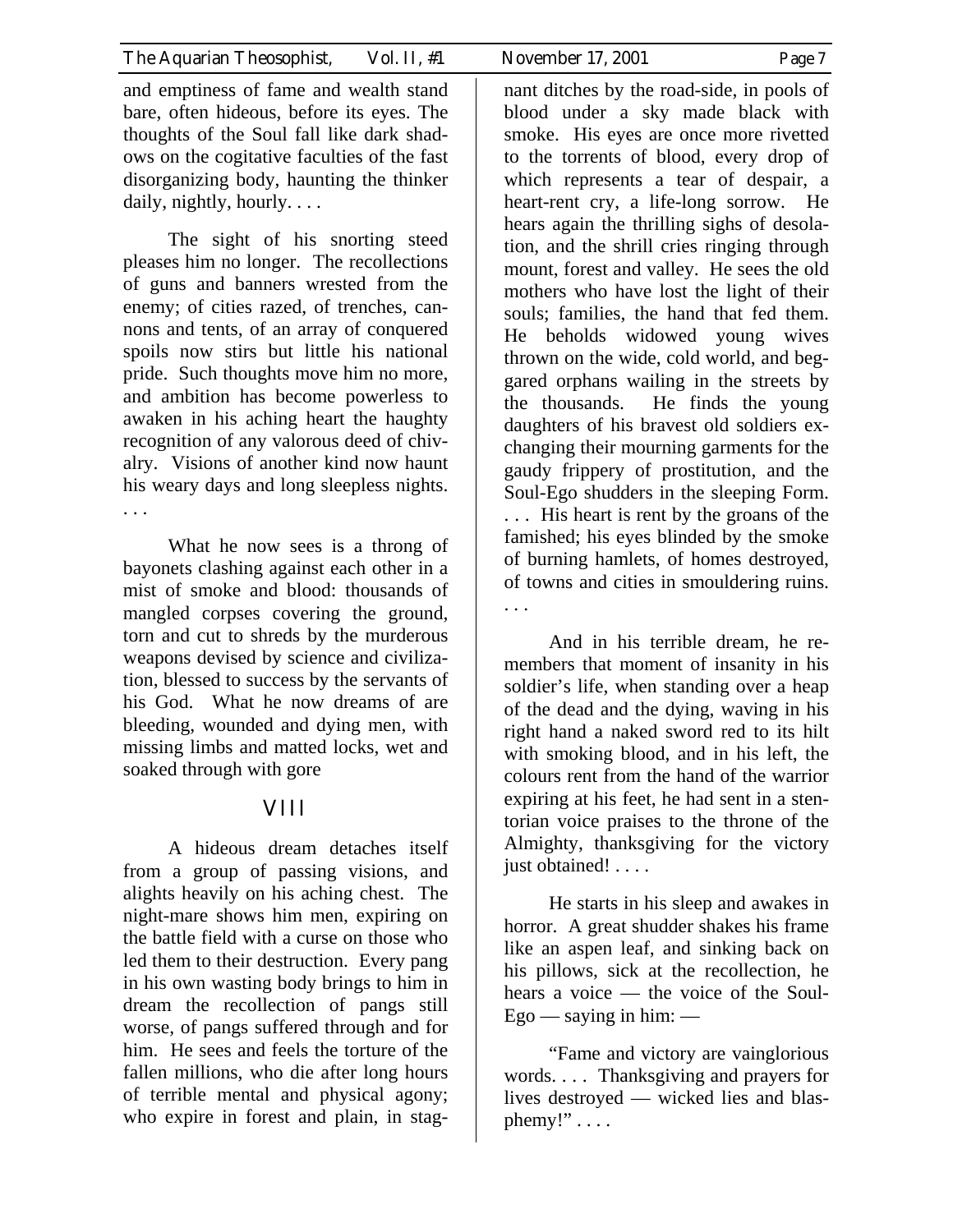and emptiness of fame and wealth stand bare, often hideous, before its eyes. The thoughts of the Soul fall like dark shadows on the cogitative faculties of the fast disorganizing body, haunting the thinker daily, nightly, hourly. . . .

The sight of his snorting steed pleases him no longer. The recollections of guns and banners wrested from the enemy; of cities razed, of trenches, cannons and tents, of an array of conquered spoils now stirs but little his national pride. Such thoughts move him no more, and ambition has become powerless to awaken in his aching heart the haughty recognition of any valorous deed of chivalry. Visions of another kind now haunt his weary days and long sleepless nights. . . .

What he now sees is a throng of bayonets clashing against each other in a mist of smoke and blood: thousands of mangled corpses covering the ground, torn and cut to shreds by the murderous weapons devised by science and civilization, blessed to success by the servants of his God. What he now dreams of are bleeding, wounded and dying men, with missing limbs and matted locks, wet and soaked through with gore

## VIII

A hideous dream detaches itself from a group of passing visions, and alights heavily on his aching chest. The night-mare shows him men, expiring on the battle field with a curse on those who led them to their destruction. Every pang in his own wasting body brings to him in dream the recollection of pangs still worse, of pangs suffered through and for him. He sees and feels the torture of the fallen millions, who die after long hours of terrible mental and physical agony; who expire in forest and plain, in stagnant ditches by the road-side, in pools of blood under a sky made black with smoke. His eyes are once more rivetted to the torrents of blood, every drop of which represents a tear of despair, a heart-rent cry, a life-long sorrow. He hears again the thrilling sighs of desolation, and the shrill cries ringing through mount, forest and valley. He sees the old mothers who have lost the light of their souls; families, the hand that fed them. He beholds widowed young wives thrown on the wide, cold world, and beggared orphans wailing in the streets by the thousands. He finds the young daughters of his bravest old soldiers exchanging their mourning garments for the gaudy frippery of prostitution, and the Soul-Ego shudders in the sleeping Form. . . . His heart is rent by the groans of the famished; his eyes blinded by the smoke of burning hamlets, of homes destroyed, of towns and cities in smouldering ruins. . . .

And in his terrible dream, he remembers that moment of insanity in his soldier's life, when standing over a heap of the dead and the dying, waving in his right hand a naked sword red to its hilt with smoking blood, and in his left, the colours rent from the hand of the warrior expiring at his feet, he had sent in a stentorian voice praises to the throne of the Almighty, thanksgiving for the victory just obtained! . . . .

He starts in his sleep and awakes in horror. A great shudder shakes his frame like an aspen leaf, and sinking back on his pillows, sick at the recollection, he hears a voice — the voice of the Soul-Ego — saying in him: —

"Fame and victory are vainglorious words. . . . Thanksgiving and prayers for lives destroyed — wicked lies and blasphemy!" . . . .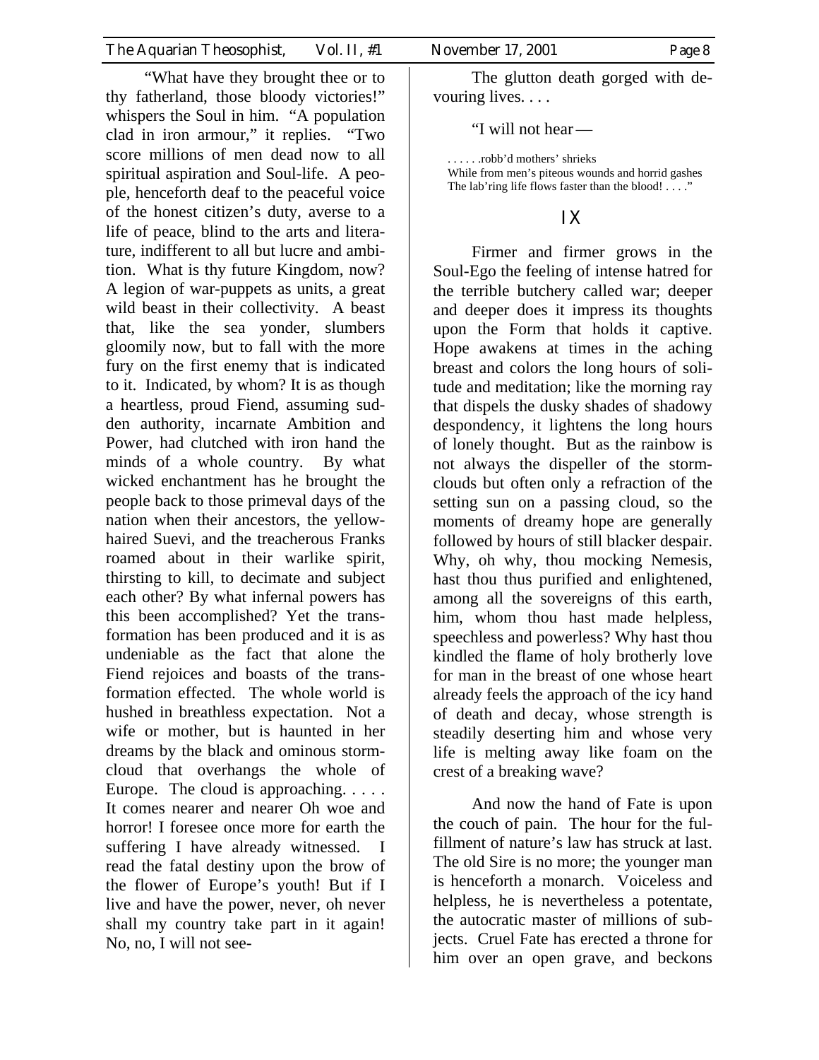"What have they brought thee or to thy fatherland, those bloody victories!" whispers the Soul in him. "A population clad in iron armour," it replies. "Two score millions of men dead now to all spiritual aspiration and Soul-life. A people, henceforth deaf to the peaceful voice of the honest citizen's duty, averse to a life of peace, blind to the arts and literature, indifferent to all but lucre and ambition. What is thy future Kingdom, now? A legion of war-puppets as units, a great wild beast in their collectivity. A beast that, like the sea yonder, slumbers gloomily now, but to fall with the more fury on the first enemy that is indicated to it. Indicated, by whom? It is as though a heartless, proud Fiend, assuming sudden authority, incarnate Ambition and Power, had clutched with iron hand the minds of a whole country. By what wicked enchantment has he brought the people back to those primeval days of the nation when their ancestors, the yellow-haired Suevi, and the treacherous Franks roamed about in their warlike spirit, thirsting to kill, to decimate and subject each other? By what infernal powers has this been accomplished? Yet the transformation has been produced and it is as undeniable as the fact that alone the Fiend rejoices and boasts of the transformation effected. The whole world is hushed in breathless expectation. Not a wife or mother, but is haunted in her dreams by the black and ominous storm-cloud that overhangs the whole of Europe. The cloud is approaching. . . . . It comes nearer and nearer Oh woe and horror! I foresee once more for earth the suffering I have already witnessed. I read the fatal destiny upon the brow of the flower of Europe's youth! But if I live and have the power, never, oh never shall my country take part in it again! No, no, I will not see-

The glutton death gorged with devouring lives. . . .

"I will not hear —

. . . . . .robb'd mothers' shrieks
While from men's piteous wounds and horrid gashes
The lab'ring life flows faster than the blood! . . . ."

## IX

Firmer and firmer grows in the Soul-Ego the feeling of intense hatred for the terrible butchery called war; deeper and deeper does it impress its thoughts upon the Form that holds it captive. Hope awakens at times in the aching breast and colors the long hours of solitude and meditation; like the morning ray that dispels the dusky shades of shadowy despondency, it lightens the long hours of lonely thought. But as the rainbow is not always the dispeller of the storm-clouds but often only a refraction of the setting sun on a passing cloud, so the moments of dreamy hope are generally followed by hours of still blacker despair. Why, oh why, thou mocking Nemesis, hast thou thus purified and enlightened, among all the sovereigns of this earth, him, whom thou hast made helpless, speechless and powerless? Why hast thou kindled the flame of holy brotherly love for man in the breast of one whose heart already feels the approach of the icy hand of death and decay, whose strength is steadily deserting him and whose very life is melting away like foam on the crest of a breaking wave?

And now the hand of Fate is upon the couch of pain. The hour for the fulfillment of nature's law has struck at last. The old Sire is no more; the younger man is henceforth a monarch. Voiceless and helpless, he is nevertheless a potentate, the autocratic master of millions of subjects. Cruel Fate has erected a throne for him over an open grave, and beckons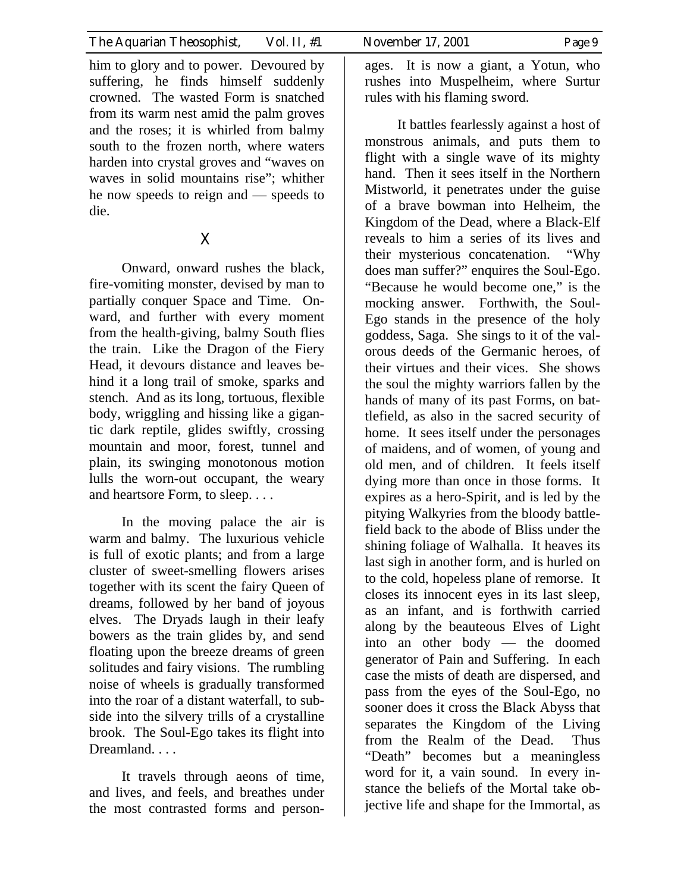him to glory and to power. Devoured by suffering, he finds himself suddenly crowned. The wasted Form is snatched from its warm nest amid the palm groves and the roses; it is whirled from balmy south to the frozen north, where waters harden into crystal groves and "waves on waves in solid mountains rise"; whither he now speeds to reign and — speeds to die.

## X

Onward, onward rushes the black, fire-vomiting monster, devised by man to partially conquer Space and Time. Onward, and further with every moment from the health-giving, balmy South flies the train. Like the Dragon of the Fiery Head, it devours distance and leaves behind it a long trail of smoke, sparks and stench. And as its long, tortuous, flexible body, wriggling and hissing like a gigantic dark reptile, glides swiftly, crossing mountain and moor, forest, tunnel and plain, its swinging monotonous motion lulls the worn-out occupant, the weary and heartsore Form, to sleep. . . .

In the moving palace the air is warm and balmy. The luxurious vehicle is full of exotic plants; and from a large cluster of sweet-smelling flowers arises together with its scent the fairy Queen of dreams, followed by her band of joyous elves. The Dryads laugh in their leafy bowers as the train glides by, and send floating upon the breeze dreams of green solitudes and fairy visions. The rumbling noise of wheels is gradually transformed into the roar of a distant waterfall, to subside into the silvery trills of a crystalline brook. The Soul-Ego takes its flight into Dreamland. . . .

It travels through aeons of time, and lives, and feels, and breathes under the most contrasted forms and personages. It is now a giant, a Yotun, who rushes into Muspelheim, where Surtur rules with his flaming sword.

It battles fearlessly against a host of monstrous animals, and puts them to flight with a single wave of its mighty hand. Then it sees itself in the Northern Mistworld, it penetrates under the guise of a brave bowman into Helheim, the Kingdom of the Dead, where a Black-Elf reveals to him a series of its lives and their mysterious concatenation. "Why does man suffer?" enquires the Soul-Ego. "Because he would become one," is the mocking answer. Forthwith, the Soul-Ego stands in the presence of the holy goddess, Saga. She sings to it of the valorous deeds of the Germanic heroes, of their virtues and their vices. She shows the soul the mighty warriors fallen by the hands of many of its past Forms, on battlefield, as also in the sacred security of home. It sees itself under the personages of maidens, and of women, of young and old men, and of children. It feels itself dying more than once in those forms. It expires as a hero-Spirit, and is led by the pitying Walkyries from the bloody battlefield back to the abode of Bliss under the shining foliage of Walhalla. It heaves its last sigh in another form, and is hurled on to the cold, hopeless plane of remorse. It closes its innocent eyes in its last sleep, as an infant, and is forthwith carried along by the beauteous Elves of Light into an other body — the doomed generator of Pain and Suffering. In each case the mists of death are dispersed, and pass from the eyes of the Soul-Ego, no sooner does it cross the Black Abyss that separates the Kingdom of the Living from the Realm of the Dead. Thus "Death" becomes but a meaningless word for it, a vain sound. In every instance the beliefs of the Mortal take objective life and shape for the Immortal, as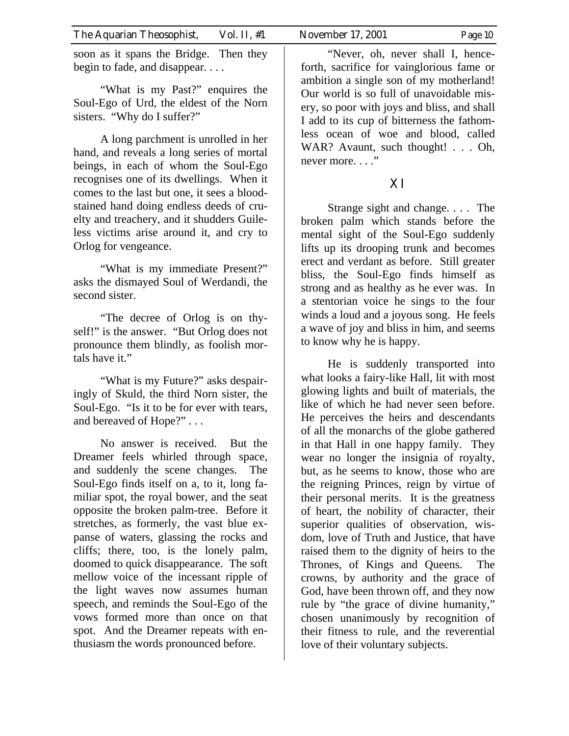soon as it spans the Bridge. Then they begin to fade, and disappear. . . .

"What is my Past?" enquires the Soul-Ego of Urd, the eldest of the Norn sisters. "Why do I suffer?"

A long parchment is unrolled in her hand, and reveals a long series of mortal beings, in each of whom the Soul-Ego recognises one of its dwellings. When it comes to the last but one, it sees a blood-stained hand doing endless deeds of cruelty and treachery, and it shudders Guileless victims arise around it, and cry to Orlog for vengeance.

"What is my immediate Present?" asks the dismayed Soul of Werdandi, the second sister.

"The decree of Orlog is on thyself!" is the answer. "But Orlog does not pronounce them blindly, as foolish mortals have it."

"What is my Future?" asks despairingly of Skuld, the third Norn sister, the Soul-Ego. "Is it to be for ever with tears, and bereaved of Hope?" . . .

No answer is received. But the Dreamer feels whirled through space, and suddenly the scene changes. The Soul-Ego finds itself on a, to it, long familiar spot, the royal bower, and the seat opposite the broken palm-tree. Before it stretches, as formerly, the vast blue expanse of waters, glassing the rocks and cliffs; there, too, is the lonely palm, doomed to quick disappearance. The soft mellow voice of the incessant ripple of the light waves now assumes human speech, and reminds the Soul-Ego of the vows formed more than once on that spot. And the Dreamer repeats with enthusiasm the words pronounced before.

"Never, oh, never shall I, henceforth, sacrifice for vainglorious fame or ambition a single son of my motherland! Our world is so full of unavoidable misery, so poor with joys and bliss, and shall I add to its cup of bitterness the fathomless ocean of woe and blood, called WAR? Avaunt, such thought! . . . Oh, never more. . . ."

## XI

Strange sight and change. . . . The broken palm which stands before the mental sight of the Soul-Ego suddenly lifts up its drooping trunk and becomes erect and verdant as before. Still greater bliss, the Soul-Ego finds himself as strong and as healthy as he ever was. In a stentorian voice he sings to the four winds a loud and a joyous song. He feels a wave of joy and bliss in him, and seems to know why he is happy.

He is suddenly transported into what looks a fairy-like Hall, lit with most glowing lights and built of materials, the like of which he had never seen before. He perceives the heirs and descendants of all the monarchs of the globe gathered in that Hall in one happy family. They wear no longer the insignia of royalty, but, as he seems to know, those who are the reigning Princes, reign by virtue of their personal merits. It is the greatness of heart, the nobility of character, their superior qualities of observation, wisdom, love of Truth and Justice, that have raised them to the dignity of heirs to the Thrones, of Kings and Queens. The crowns, by authority and the grace of God, have been thrown off, and they now rule by "the grace of divine humanity," chosen unanimously by recognition of their fitness to rule, and the reverential love of their voluntary subjects.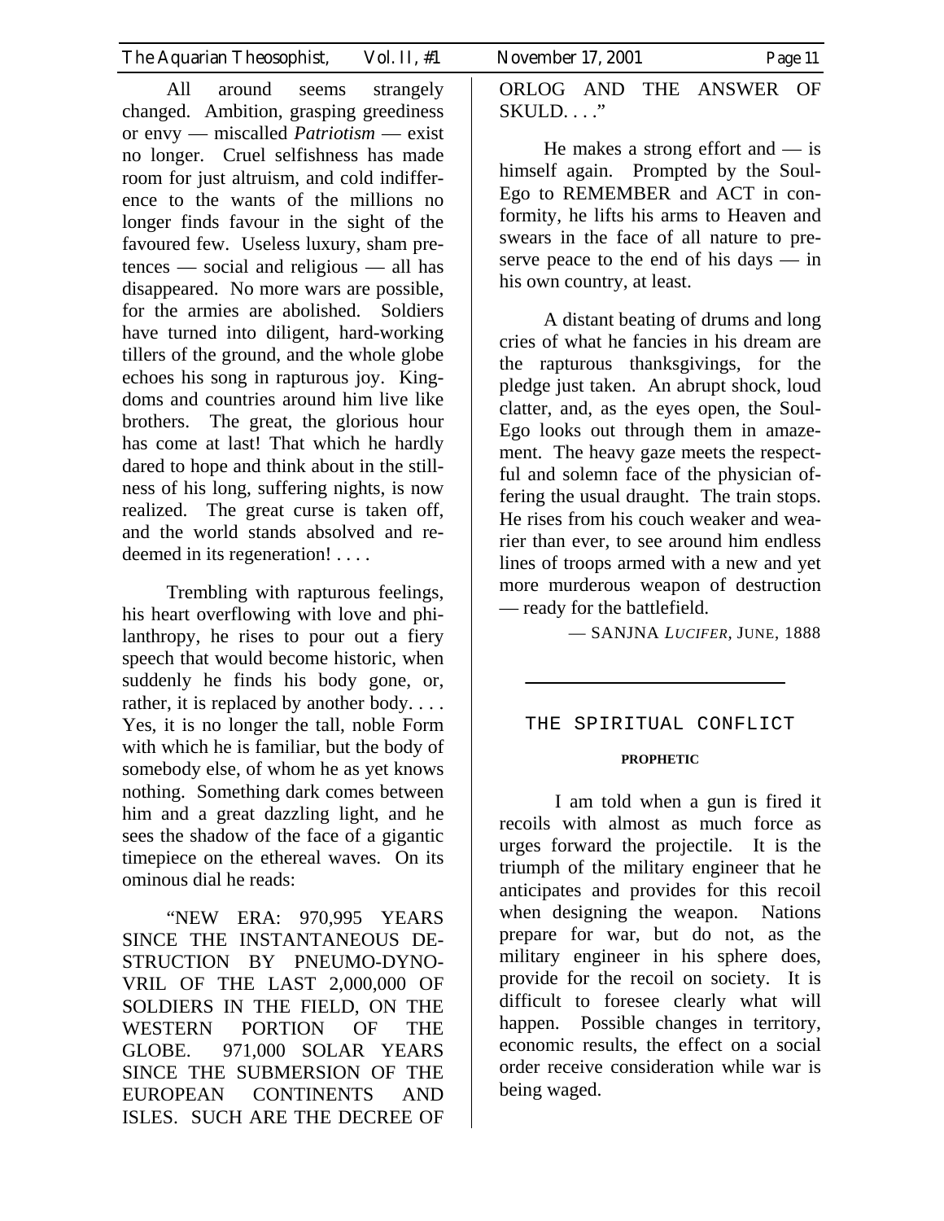All around seems strangely changed. Ambition, grasping greediness or envy — miscalled *Patriotism* — exist no longer. Cruel selfishness has made room for just altruism, and cold indifference to the wants of the millions no longer finds favour in the sight of the favoured few. Useless luxury, sham pretences — social and religious — all has disappeared. No more wars are possible, for the armies are abolished. Soldiers have turned into diligent, hard-working tillers of the ground, and the whole globe echoes his song in rapturous joy. Kingdoms and countries around him live like brothers. The great, the glorious hour has come at last! That which he hardly dared to hope and think about in the stillness of his long, suffering nights, is now realized. The great curse is taken off, and the world stands absolved and redeemed in its regeneration! . . . .

Trembling with rapturous feelings, his heart overflowing with love and philanthropy, he rises to pour out a fiery speech that would become historic, when suddenly he finds his body gone, or, rather, it is replaced by another body. . . . Yes, it is no longer the tall, noble Form with which he is familiar, but the body of somebody else, of whom he as yet knows nothing. Something dark comes between him and a great dazzling light, and he sees the shadow of the face of a gigantic timepiece on the ethereal waves. On its ominous dial he reads:

"NEW ERA: 970,995 YEARS SINCE THE INSTANTANEOUS DESTRUCTION BY PNEUMO-DYNO-VRIL OF THE LAST 2,000,000 OF SOLDIERS IN THE FIELD, ON THE WESTERN PORTION OF THE GLOBE. 971,000 SOLAR YEARS SINCE THE SUBMERSION OF THE EUROPEAN CONTINENTS AND ISLES. SUCH ARE THE DECREE OF ORLOG AND THE ANSWER OF SKULD. . . ."

He makes a strong effort and — is himself again. Prompted by the Soul-Ego to REMEMBER and ACT in conformity, he lifts his arms to Heaven and swears in the face of all nature to preserve peace to the end of his days — in his own country, at least.

A distant beating of drums and long cries of what he fancies in his dream are the rapturous thanksgivings, for the pledge just taken. An abrupt shock, loud clatter, and, as the eyes open, the Soul-Ego looks out through them in amazement. The heavy gaze meets the respectful and solemn face of the physician offering the usual draught. The train stops. He rises from his couch weaker and wearier than ever, to see around him endless lines of troops armed with a new and yet more murderous weapon of destruction — ready for the battlefield.

— SANJNA *LUCIFER*, JUNE, 1888

---

## THE SPIRITUAL CONFLICT

**PROPHETIC**

I am told when a gun is fired it recoils with almost as much force as urges forward the projectile. It is the triumph of the military engineer that he anticipates and provides for this recoil when designing the weapon. Nations prepare for war, but do not, as the military engineer in his sphere does, provide for the recoil on society. It is difficult to foresee clearly what will happen. Possible changes in territory, economic results, the effect on a social order receive consideration while war is being waged.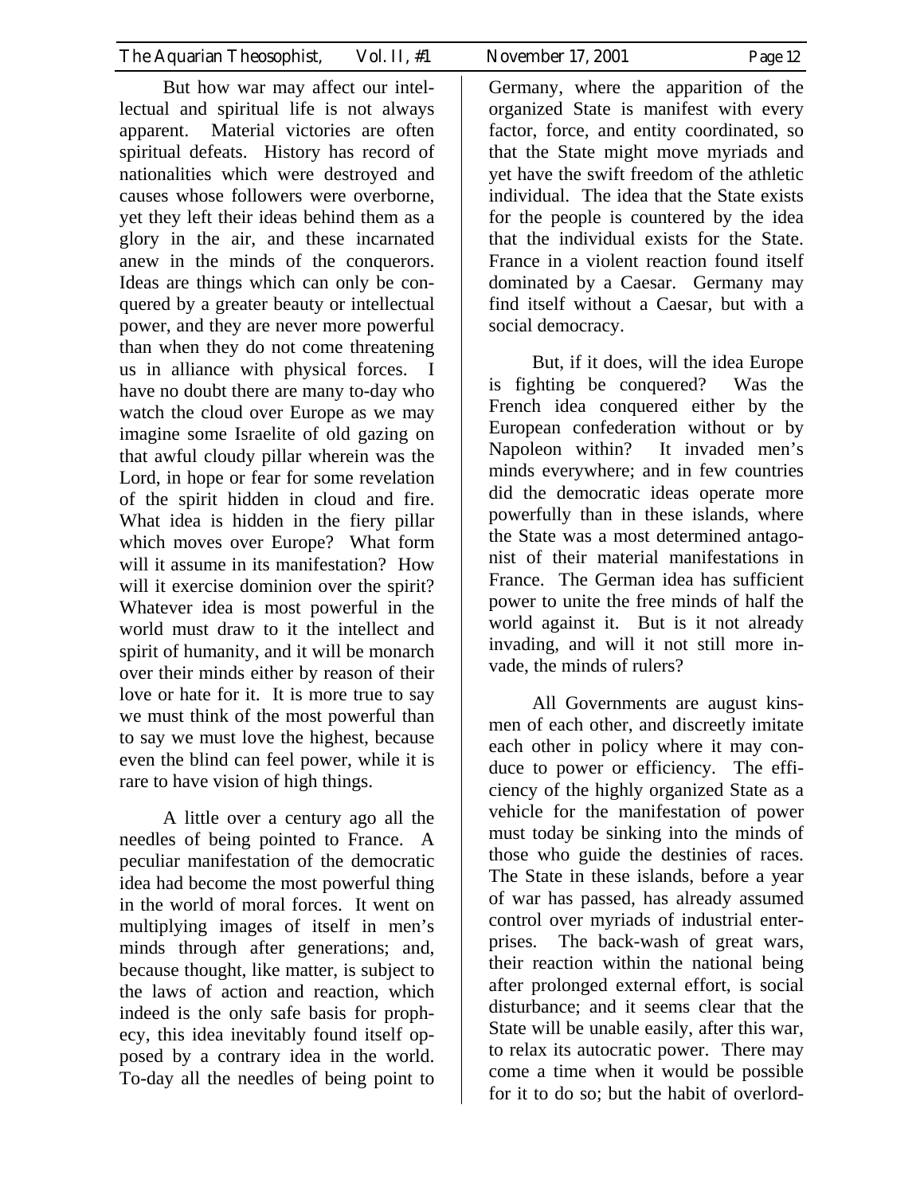But how war may affect our intellectual and spiritual life is not always apparent. Material victories are often spiritual defeats. History has record of nationalities which were destroyed and causes whose followers were overborne, yet they left their ideas behind them as a glory in the air, and these incarnated anew in the minds of the conquerors. Ideas are things which can only be conquered by a greater beauty or intellectual power, and they are never more powerful than when they do not come threatening us in alliance with physical forces. I have no doubt there are many to-day who watch the cloud over Europe as we may imagine some Israelite of old gazing on that awful cloudy pillar wherein was the Lord, in hope or fear for some revelation of the spirit hidden in cloud and fire. What idea is hidden in the fiery pillar which moves over Europe? What form will it assume in its manifestation? How will it exercise dominion over the spirit? Whatever idea is most powerful in the world must draw to it the intellect and spirit of humanity, and it will be monarch over their minds either by reason of their love or hate for it. It is more true to say we must think of the most powerful than to say we must love the highest, because even the blind can feel power, while it is rare to have vision of high things.

A little over a century ago all the needles of being pointed to France. A peculiar manifestation of the democratic idea had become the most powerful thing in the world of moral forces. It went on multiplying images of itself in men's minds through after generations; and, because thought, like matter, is subject to the laws of action and reaction, which indeed is the only safe basis for prophecy, this idea inevitably found itself opposed by a contrary idea in the world. To-day all the needles of being point to Germany, where the apparition of the organized State is manifest with every factor, force, and entity coordinated, so that the State might move myriads and yet have the swift freedom of the athletic individual. The idea that the State exists for the people is countered by the idea that the individual exists for the State. France in a violent reaction found itself dominated by a Caesar. Germany may find itself without a Caesar, but with a social democracy.

But, if it does, will the idea Europe is fighting be conquered? Was the French idea conquered either by the European confederation without or by Napoleon within? It invaded men's minds everywhere; and in few countries did the democratic ideas operate more powerfully than in these islands, where the State was a most determined antagonist of their material manifestations in France. The German idea has sufficient power to unite the free minds of half the world against it. But is it not already invading, and will it not still more invade, the minds of rulers?

All Governments are august kinsmen of each other, and discreetly imitate each other in policy where it may conduce to power or efficiency. The efficiency of the highly organized State as a vehicle for the manifestation of power must today be sinking into the minds of those who guide the destinies of races. The State in these islands, before a year of war has passed, has already assumed control over myriads of industrial enterprises. The back-wash of great wars, their reaction within the national being after prolonged external effort, is social disturbance; and it seems clear that the State will be unable easily, after this war, to relax its autocratic power. There may come a time when it would be possible for it to do so; but the habit of overlord-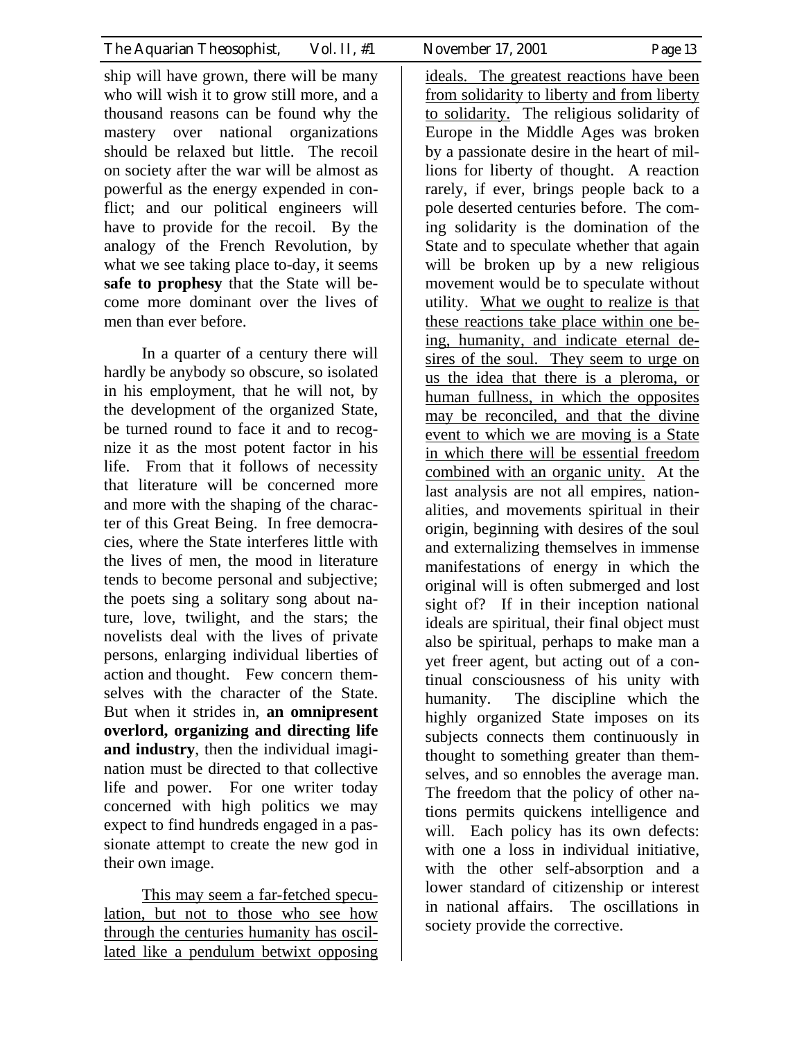ship will have grown, there will be many who will wish it to grow still more, and a thousand reasons can be found why the mastery over national organizations should be relaxed but little. The recoil on society after the war will be almost as powerful as the energy expended in conflict; and our political engineers will have to provide for the recoil. By the analogy of the French Revolution, by what we see taking place to-day, it seems **safe to prophesy** that the State will become more dominant over the lives of men than ever before.

In a quarter of a century there will hardly be anybody so obscure, so isolated in his employment, that he will not, by the development of the organized State, be turned round to face it and to recognize it as the most potent factor in his life. From that it follows of necessity that literature will be concerned more and more with the shaping of the character of this Great Being. In free democracies, where the State interferes little with the lives of men, the mood in literature tends to become personal and subjective; the poets sing a solitary song about nature, love, twilight, and the stars; the novelists deal with the lives of private persons, enlarging individual liberties of action and thought. Few concern themselves with the character of the State. But when it strides in, **an omnipresent overlord, organizing and directing life and industry**, then the individual imagination must be directed to that collective life and power. For one writer today concerned with high politics we may expect to find hundreds engaged in a passionate attempt to create the new god in their own image.

<u>This may seem a far-fetched speculation, but not to those who see how through the centuries humanity has oscillated like a pendulum betwixt opposing ideals. The greatest reactions have been from solidarity to liberty and from liberty to solidarity.</u> The religious solidarity of Europe in the Middle Ages was broken by a passionate desire in the heart of millions for liberty of thought. A reaction rarely, if ever, brings people back to a pole deserted centuries before. The coming solidarity is the domination of the State and to speculate whether that again will be broken up by a new religious movement would be to speculate without utility. <u>What we ought to realize is that these reactions take place within one being, humanity, and indicate eternal desires of the soul. They seem to urge on us the idea that there is a pleroma, or human fullness, in which the opposites may be reconciled, and that the divine event to which we are moving is a State in which there will be essential freedom combined with an organic unity.</u> At the last analysis are not all empires, nationalities, and movements spiritual in their origin, beginning with desires of the soul and externalizing themselves in immense manifestations of energy in which the original will is often submerged and lost sight of? If in their inception national ideals are spiritual, their final object must also be spiritual, perhaps to make man a yet freer agent, but acting out of a continual consciousness of his unity with humanity. The discipline which the highly organized State imposes on its subjects connects them continuously in thought to something greater than themselves, and so ennobles the average man. The freedom that the policy of other nations permits quickens intelligence and will. Each policy has its own defects: with one a loss in individual initiative, with the other self-absorption and a lower standard of citizenship or interest in national affairs. The oscillations in society provide the corrective.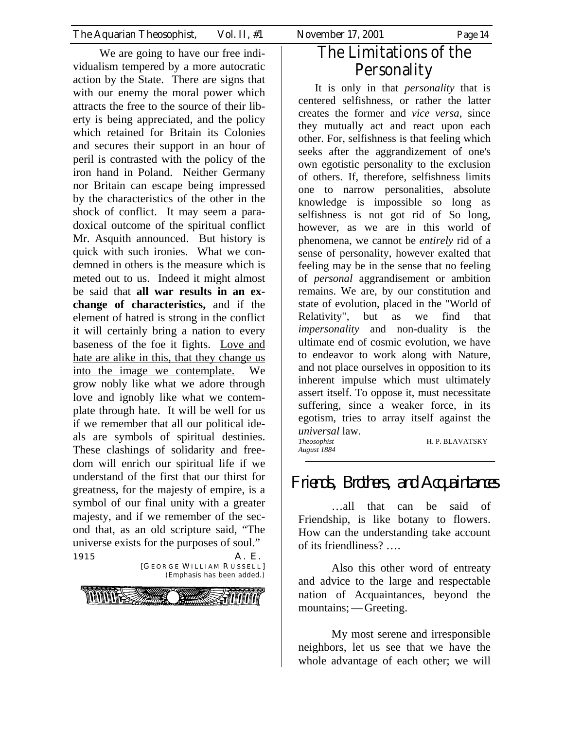We are going to have our free individualism tempered by a more autocratic action by the State. There are signs that with our enemy the moral power which attracts the free to the source of their liberty is being appreciated, and the policy which retained for Britain its Colonies and secures their support in an hour of peril is contrasted with the policy of the iron hand in Poland. Neither Germany nor Britain can escape being impressed by the characteristics of the other in the shock of conflict. It may seem a paradoxical outcome of the spiritual conflict Mr. Asquith announced. But history is quick with such ironies. What we condemned in others is the measure which is meted out to us. Indeed it might almost be said that **all war results in an exchange of characteristics,** and if the element of hatred is strong in the conflict it will certainly bring a nation to every baseness of the foe it fights. <u>Love and hate are alike in this, that they change us into the image we contemplate.</u> We grow nobly like what we adore through love and ignobly like what we contemplate through hate. It will be well for us if we remember that all our political ideals are <u>symbols of spiritual destinies</u>. These clashings of solidarity and freedom will enrich our spiritual life if we understand of the first that our thirst for greatness, for the majesty of empire, is a symbol of our final unity with a greater majesty, and if we remember of the second that, as an old scripture said, "The universe exists for the purposes of soul."

1915 A. E.

[GEORGE WILLIAM RUSSELL]

(Emphasis has been added.)

# The Limitations of the Personality

It is only in that *personality* that is centered selfishness, or rather the latter creates the former and *vice versa*, since they mutually act and react upon each other. For, selfishness is that feeling which seeks after the aggrandizement of one's own egotistic personality to the exclusion of others. If, therefore, selfishness limits one to narrow personalities, absolute knowledge is impossible so long as selfishness is not got rid of So long, however, as we are in this world of phenomena, we cannot be *entirely* rid of a sense of personality, however exalted that feeling may be in the sense that no feeling of *personal* aggrandisement or ambition remains. We are, by our constitution and state of evolution, placed in the "World of Relativity", but as we find that *impersonality* and non-duality is the ultimate end of cosmic evolution, we have to endeavor to work along with Nature, and not place ourselves in opposition to its inherent impulse which must ultimately assert itself. To oppose it, must necessitate suffering, since a weaker force, in its egotism, tries to array itself against the *universal* law.

*Theosophist* H. P. BLAVATSKY
*August 1884*

# Friends, Brothers, and Acquaintances

…all that can be said of Friendship, is like botany to flowers. How can the understanding take account of its friendliness? ….

Also this other word of entreaty and advice to the large and respectable nation of Acquaintances, beyond the mountains; — Greeting.

My most serene and irresponsible neighbors, let us see that we have the whole advantage of each other; we will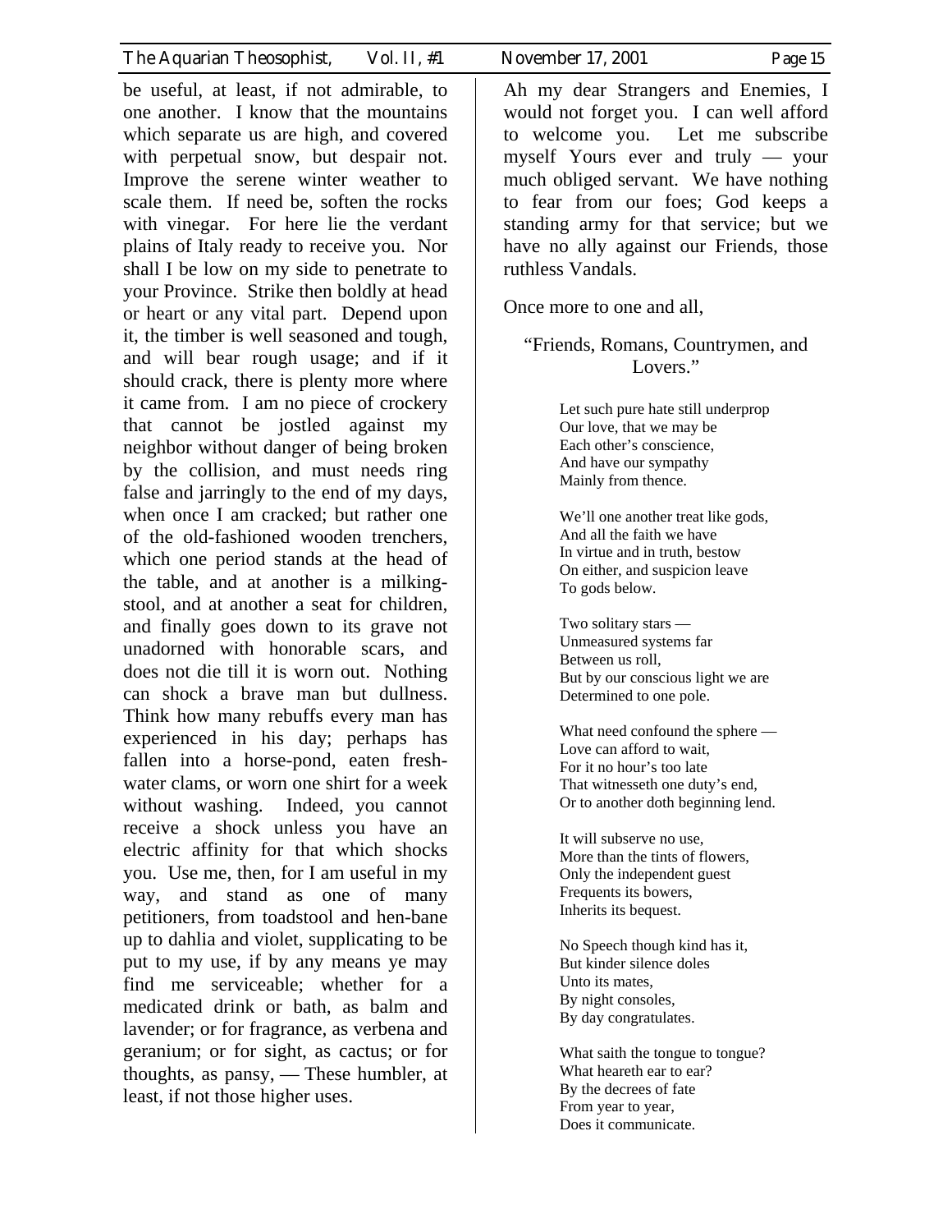be useful, at least, if not admirable, to one another. I know that the mountains which separate us are high, and covered with perpetual snow, but despair not. Improve the serene winter weather to scale them. If need be, soften the rocks with vinegar. For here lie the verdant plains of Italy ready to receive you. Nor shall I be low on my side to penetrate to your Province. Strike then boldly at head or heart or any vital part. Depend upon it, the timber is well seasoned and tough, and will bear rough usage; and if it should crack, there is plenty more where it came from. I am no piece of crockery that cannot be jostled against my neighbor without danger of being broken by the collision, and must needs ring false and jarringly to the end of my days, when once I am cracked; but rather one of the old-fashioned wooden trenchers, which one period stands at the head of the table, and at another is a milking-stool, and at another a seat for children, and finally goes down to its grave not unadorned with honorable scars, and does not die till it is worn out. Nothing can shock a brave man but dullness. Think how many rebuffs every man has experienced in his day; perhaps has fallen into a horse-pond, eaten fresh-water clams, or worn one shirt for a week without washing. Indeed, you cannot receive a shock unless you have an electric affinity for that which shocks you. Use me, then, for I am useful in my way, and stand as one of many petitioners, from toadstool and hen-bane up to dahlia and violet, supplicating to be put to my use, if by any means ye may find me serviceable; whether for a medicated drink or bath, as balm and lavender; or for fragrance, as verbena and geranium; or for sight, as cactus; or for thoughts, as pansy, — These humbler, at least, if not those higher uses.

Ah my dear Strangers and Enemies, I would not forget you. I can well afford to welcome you. Let me subscribe myself Yours ever and truly — your much obliged servant. We have nothing to fear from our foes; God keeps a standing army for that service; but we have no ally against our Friends, those ruthless Vandals.

Once more to one and all,

"Friends, Romans, Countrymen, and Lovers."

Let such pure hate still underprop  
Our love, that we may be  
Each other's conscience,  
And have our sympathy  
Mainly from thence.

We'll one another treat like gods,  
And all the faith we have  
In virtue and in truth, bestow  
On either, and suspicion leave  
To gods below.

Two solitary stars —  
Unmeasured systems far  
Between us roll,  
But by our conscious light we are  
Determined to one pole.

What need confound the sphere —  
Love can afford to wait,  
For it no hour's too late  
That witnesseth one duty's end,  
Or to another doth beginning lend.

It will subserve no use,  
More than the tints of flowers,  
Only the independent guest  
Frequents its bowers,  
Inherits its bequest.

No Speech though kind has it,  
But kinder silence doles  
Unto its mates,  
By night consoles,  
By day congratulates.

What saith the tongue to tongue?  
What heareth ear to ear?  
By the decrees of fate  
From year to year,  
Does it communicate.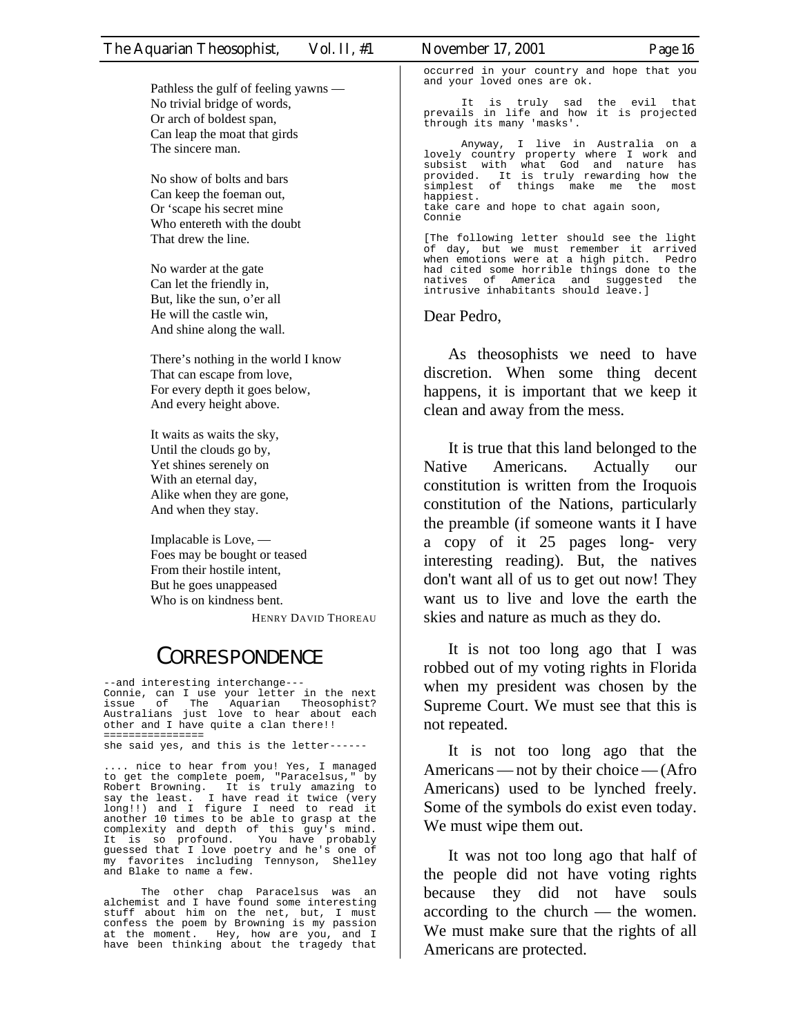Pathless the gulf of feeling yawns —
No trivial bridge of words,
Or arch of boldest span,
Can leap the moat that girds
The sincere man.

No show of bolts and bars
Can keep the foeman out,
Or 'scape his secret mine
Who entereth with the doubt
That drew the line.

No warder at the gate
Can let the friendly in,
But, like the sun, o'er all
He will the castle win,
And shine along the wall.

There's nothing in the world I know
That can escape from love,
For every depth it goes below,
And every height above.

It waits as waits the sky,
Until the clouds go by,
Yet shines serenely on
With an eternal day,
Alike when they are gone,
And when they stay.

Implacable is Love, —
Foes may be bought or teased
From their hostile intent,
But he goes unappeased
Who is on kindness bent.

HENRY DAVID THOREAU

## CORRESPONDENCE

--and interesting interchange---
Connie, can I use your letter in the next issue of The Aquarian Theosophist? Australians just love to hear about each other and I have quite a clan there!!
===============
she said yes, and this is the letter------

.... nice to hear from you! Yes, I managed to get the complete poem, "Paracelsus," by Robert Browning. It is truly amazing to say the least. I have read it twice (very long!!) and I figure I need to read it another 10 times to be able to grasp at the complexity and depth of this guy's mind. It is so profound. You have probably guessed that I love poetry and he's one of my favorites including Tennyson, Shelley and Blake to name a few.

The other chap Paracelsus was an alchemist and I have found some interesting stuff about him on the net, but, I must confess the poem by Browning is my passion at the moment. Hey, how are you, and I have been thinking about the tragedy that occurred in your country and hope that you and your loved ones are ok.

It is truly sad the evil that prevails in life and how it is projected through its many 'masks'.

Anyway, I live in Australia on a lovely country property where I work and subsist with what God and nature has provided. It is truly rewarding how the simplest of things make me the most happiest.
take care and hope to chat again soon,
Connie

[The following letter should see the light of day, but we must remember it arrived when emotions were at a high pitch. Pedro had cited some horrible things done to the natives of America and suggested the intrusive inhabitants should leave.]

Dear Pedro,

As theosophists we need to have discretion. When some thing decent happens, it is important that we keep it clean and away from the mess.

It is true that this land belonged to the Native Americans. Actually our constitution is written from the Iroquois constitution of the Nations, particularly the preamble (if someone wants it I have a copy of it 25 pages long- very interesting reading). But, the natives don't want all of us to get out now! They want us to live and love the earth the skies and nature as much as they do.

It is not too long ago that I was robbed out of my voting rights in Florida when my president was chosen by the Supreme Court. We must see that this is not repeated.

It is not too long ago that the Americans — not by their choice — (Afro Americans) used to be lynched freely. Some of the symbols do exist even today. We must wipe them out.

It was not too long ago that half of the people did not have voting rights because they did not have souls according to the church — the women. We must make sure that the rights of all Americans are protected.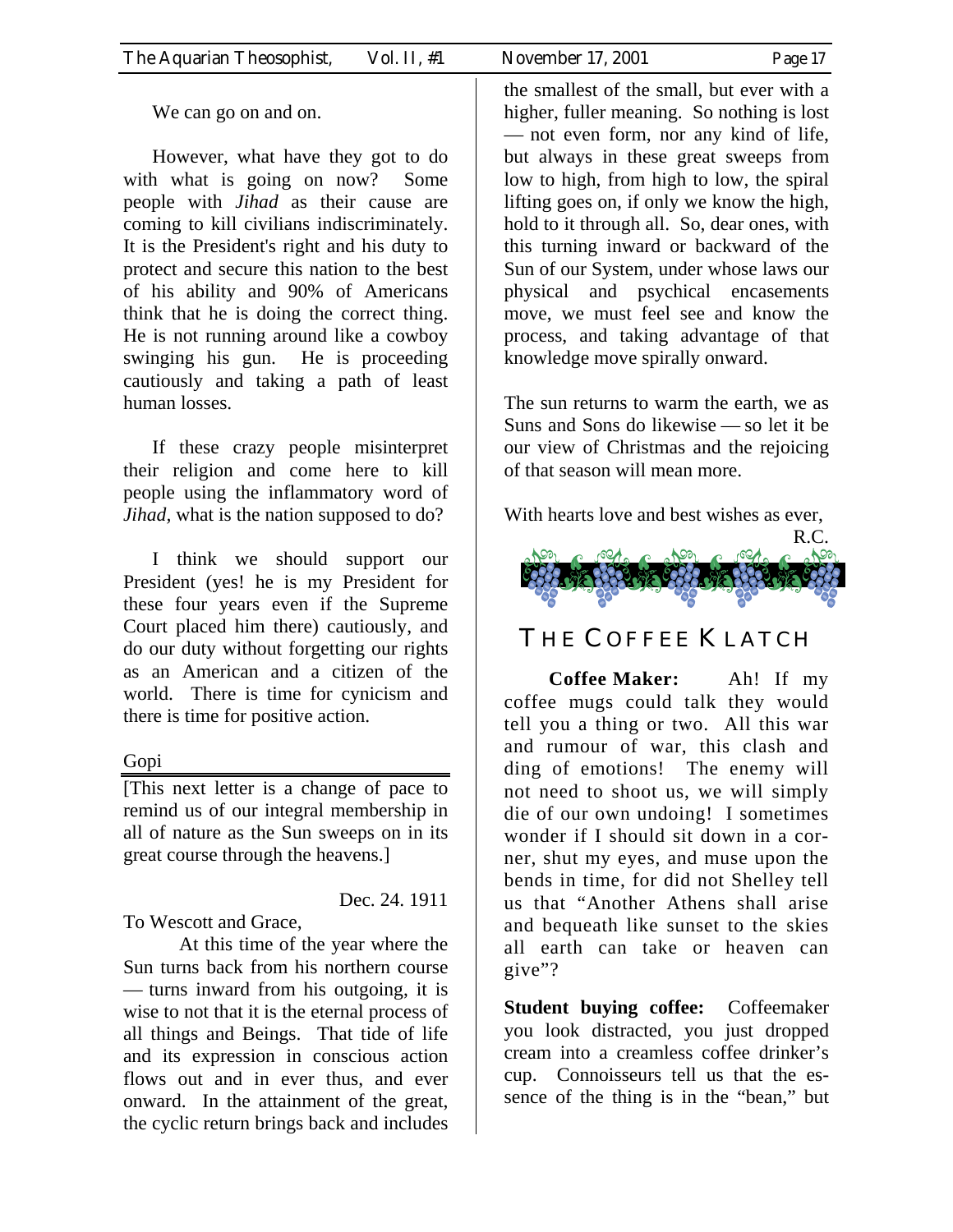We can go on and on.

However, what have they got to do with what is going on now? Some people with *Jihad* as their cause are coming to kill civilians indiscriminately. It is the President's right and his duty to protect and secure this nation to the best of his ability and 90% of Americans think that he is doing the correct thing. He is not running around like a cowboy swinging his gun. He is proceeding cautiously and taking a path of least human losses.

If these crazy people misinterpret their religion and come here to kill people using the inflammatory word of *Jihad*, what is the nation supposed to do?

I think we should support our President (yes! he is my President for these four years even if the Supreme Court placed him there) cautiously, and do our duty without forgetting our rights as an American and a citizen of the world. There is time for cynicism and there is time for positive action.

Gopi

[This next letter is a change of pace to remind us of our integral membership in all of nature as the Sun sweeps on in its great course through the heavens.]

Dec. 24. 1911

To Wescott and Grace,

At this time of the year where the Sun turns back from his northern course — turns inward from his outgoing, it is wise to not that it is the eternal process of all things and Beings. That tide of life and its expression in conscious action flows out and in ever thus, and ever onward. In the attainment of the great, the cyclic return brings back and includes the smallest of the small, but ever with a higher, fuller meaning. So nothing is lost — not even form, nor any kind of life, but always in these great sweeps from low to high, from high to low, the spiral lifting goes on, if only we know the high, hold to it through all. So, dear ones, with this turning inward or backward of the Sun of our System, under whose laws our physical and psychical encasements move, we must feel see and know the process, and taking advantage of that knowledge move spirally onward.

The sun returns to warm the earth, we as Suns and Sons do likewise — so let it be our view of Christmas and the rejoicing of that season will mean more.

With hearts love and best wishes as ever,

R.C.

## The Coffee Klatch

**Coffee Maker:** Ah! If my coffee mugs could talk they would tell you a thing or two. All this war and rumour of war, this clash and ding of emotions! The enemy will not need to shoot us, we will simply die of our own undoing! I sometimes wonder if I should sit down in a corner, shut my eyes, and muse upon the bends in time, for did not Shelley tell us that "Another Athens shall arise and bequeath like sunset to the skies all earth can take or heaven can give"?

**Student buying coffee:** Coffeemaker you look distracted, you just dropped cream into a creamless coffee drinker's cup. Connoisseurs tell us that the essence of the thing is in the "bean," but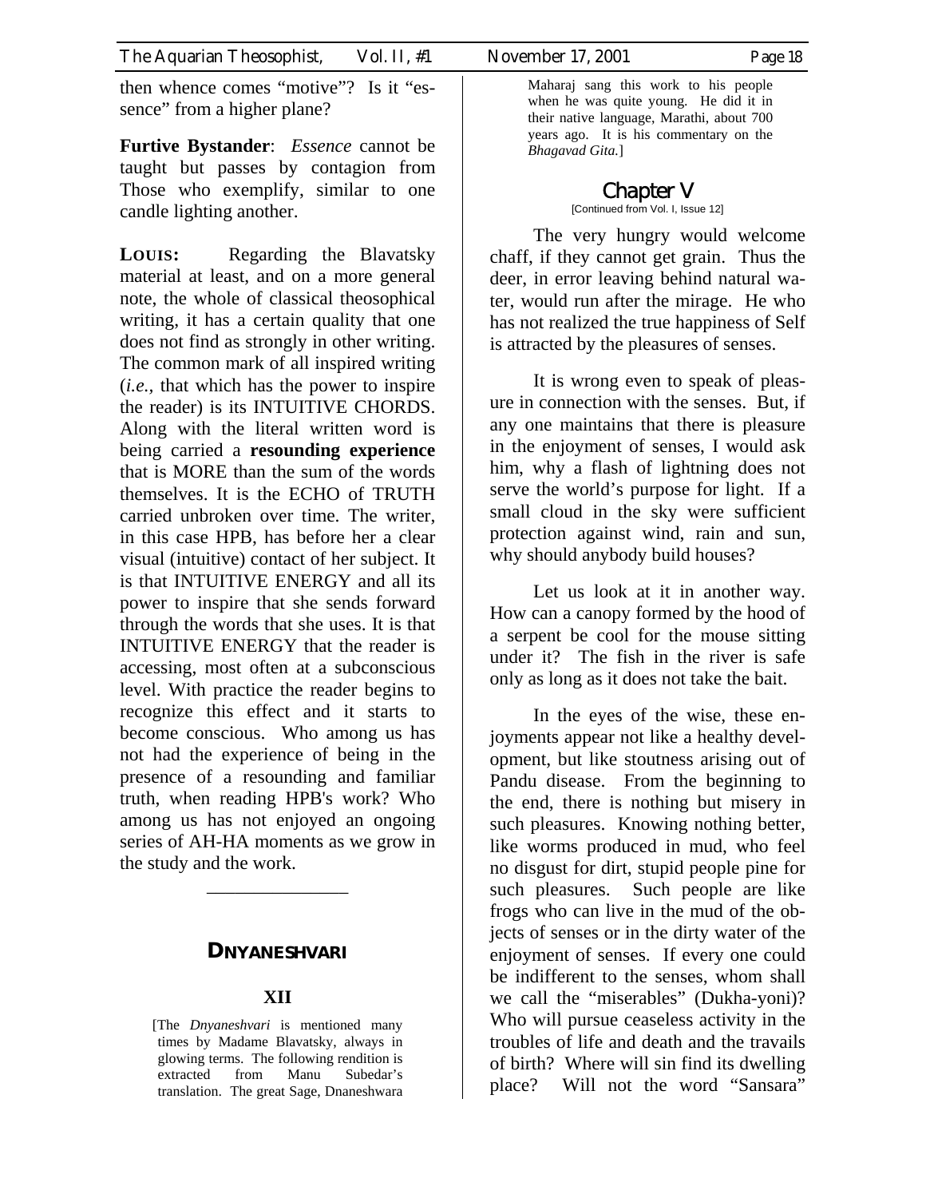then whence comes "motive"? Is it "essence" from a higher plane?

**Furtive Bystander**: *Essence* cannot be taught but passes by contagion from Those who exemplify, similar to one candle lighting another.

**LOUIS:** Regarding the Blavatsky material at least, and on a more general note, the whole of classical theosophical writing, it has a certain quality that one does not find as strongly in other writing. The common mark of all inspired writing (*i.e.,* that which has the power to inspire the reader) is its INTUITIVE CHORDS. Along with the literal written word is being carried a **resounding experience** that is MORE than the sum of the words themselves. It is the ECHO of TRUTH carried unbroken over time. The writer, in this case HPB, has before her a clear visual (intuitive) contact of her subject. It is that INTUITIVE ENERGY and all its power to inspire that she sends forward through the words that she uses. It is that INTUITIVE ENERGY that the reader is accessing, most often at a subconscious level. With practice the reader begins to recognize this effect and it starts to become conscious. Who among us has not had the experience of being in the presence of a resounding and familiar truth, when reading HPB's work? Who among us has not enjoyed an ongoing series of AH-HA moments as we grow in the study and the work.

---

## DNYANESHVARI

### XII

[The *Dnyaneshvari* is mentioned many times by Madame Blavatsky, always in glowing terms. The following rendition is extracted from Manu Subedar's translation. The great Sage, Dnaneshwara Maharaj sang this work to his people when he was quite young. He did it in their native language, Marathi, about 700 years ago. It is his commentary on the *Bhagavad Gita.*]

### Chapter V

[Continued from Vol. I, Issue 12]

The very hungry would welcome chaff, if they cannot get grain. Thus the deer, in error leaving behind natural water, would run after the mirage. He who has not realized the true happiness of Self is attracted by the pleasures of senses.

It is wrong even to speak of pleasure in connection with the senses. But, if any one maintains that there is pleasure in the enjoyment of senses, I would ask him, why a flash of lightning does not serve the world's purpose for light. If a small cloud in the sky were sufficient protection against wind, rain and sun, why should anybody build houses?

Let us look at it in another way. How can a canopy formed by the hood of a serpent be cool for the mouse sitting under it? The fish in the river is safe only as long as it does not take the bait.

In the eyes of the wise, these enjoyments appear not like a healthy development, but like stoutness arising out of Pandu disease. From the beginning to the end, there is nothing but misery in such pleasures. Knowing nothing better, like worms produced in mud, who feel no disgust for dirt, stupid people pine for such pleasures. Such people are like frogs who can live in the mud of the objects of senses or in the dirty water of the enjoyment of senses. If every one could be indifferent to the senses, whom shall we call the "miserables" (Dukha-yoni)? Who will pursue ceaseless activity in the troubles of life and death and the travails of birth? Where will sin find its dwelling place? Will not the word "Sansara"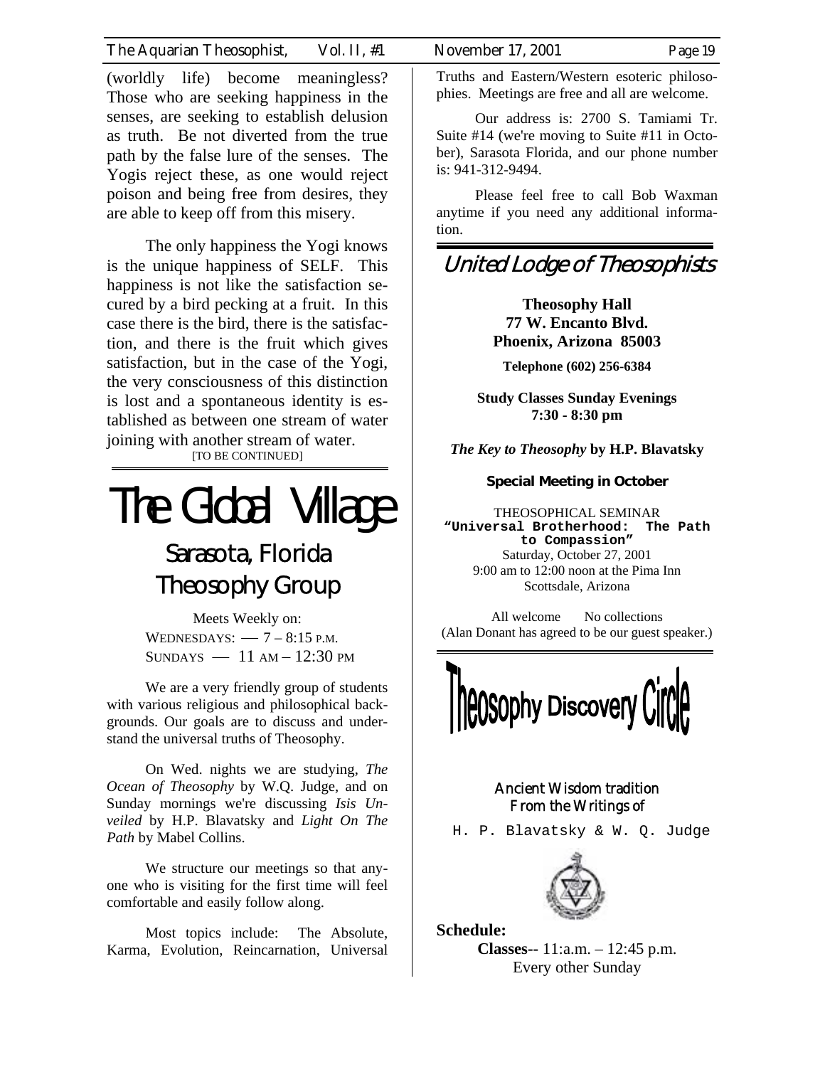(worldly life) become meaningless? Those who are seeking happiness in the senses, are seeking to establish delusion as truth. Be not diverted from the true path by the false lure of the senses. The Yogis reject these, as one would reject poison and being free from desires, they are able to keep off from this misery.

The only happiness the Yogi knows is the unique happiness of SELF. This happiness is not like the satisfaction secured by a bird pecking at a fruit. In this case there is the bird, there is the satisfaction, and there is the fruit which gives satisfaction, but in the case of the Yogi, the very consciousness of this distinction is lost and a spontaneous identity is established as between one stream of water joining with another stream of water.

[TO BE CONTINUED]

# The Global Village

## Sarasota, Florida Theosophy Group

Meets Weekly on:
WEDNESDAYS: — 7 – 8:15 P.M.
SUNDAYS — 11 AM – 12:30 PM

We are a very friendly group of students with various religious and philosophical backgrounds. Our goals are to discuss and understand the universal truths of Theosophy.

On Wed. nights we are studying, *The Ocean of Theosophy* by W.Q. Judge, and on Sunday mornings we're discussing *Isis Unveiled* by H.P. Blavatsky and *Light On The Path* by Mabel Collins.

We structure our meetings so that anyone who is visiting for the first time will feel comfortable and easily follow along.

Most topics include: The Absolute, Karma, Evolution, Reincarnation, Universal Truths and Eastern/Western esoteric philosophies. Meetings are free and all are welcome.

Our address is: 2700 S. Tamiami Tr. Suite #14 (we're moving to Suite #11 in October), Sarasota Florida, and our phone number is: 941-312-9494.

Please feel free to call Bob Waxman anytime if you need any additional information.

## United Lodge of Theosophists

**Theosophy Hall**
**77 W. Encanto Blvd.**
**Phoenix, Arizona 85003**

**Telephone (602) 256-6384**

**Study Classes Sunday Evenings**
**7:30 - 8:30 pm**

***The Key to Theosophy* by H.P. Blavatsky**

**Special Meeting in October**

THEOSOPHICAL SEMINAR
**"Universal Brotherhood: The Path to Compassion"**
Saturday, October 27, 2001
9:00 am to 12:00 noon at the Pima Inn
Scottsdale, Arizona

All welcome No collections
(Alan Donant has agreed to be our guest speaker.)

## Theosophy Discovery Circle

Ancient Wisdom tradition
From the Writings of

H. P. Blavatsky & W. Q. Judge

**Schedule:**

**Classes--** 11:a.m. – 12:45 p.m.
Every other Sunday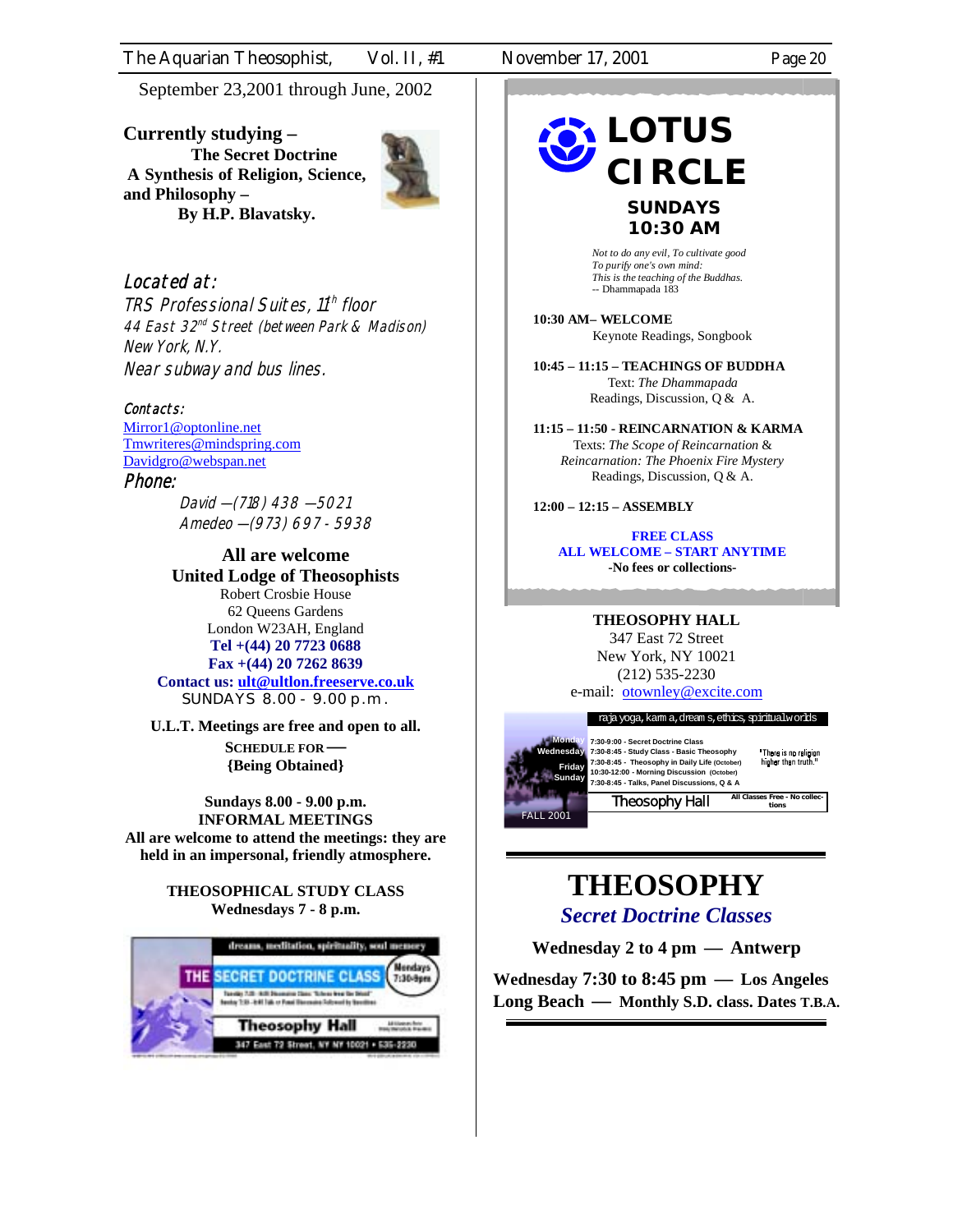September 23,2001 through June, 2002

**Currently studying –**
**The Secret Doctrine**
**A Synthesis of Religion, Science, and Philosophy –**
**By H.P. Blavatsky.**

*Located at:*
*TRS Professional Suites, 11th floor*
*44 East 32nd Street (between Park & Madison)*
*New York, N.Y.*
*Near subway and bus lines.*

*Contacts:*
Mirror1@optonline.net
Tmwriteres@mindspring.com
Davidgro@webspan.net

*Phone:*
*David —(718) 438 —5021*
*Amedeo —(973) 697 - 5938*

**All are welcome**
**United Lodge of Theosophists**
Robert Crosbie House
62 Queens Gardens
London W23AH, England
**Tel +(44) 20 7723 0688**
**Fax +(44) 20 7262 8639**
**Contact us: ult@ultlon.freeserve.co.uk**
SUNDAYS 8.00 - 9.00 p.m.

**U.L.T. Meetings are free and open to all.**

**SCHEDULE FOR —**
**{Being Obtained}**

**Sundays 8.00 - 9.00 p.m.**
**INFORMAL MEETINGS**
**All are welcome to attend the meetings: they are held in an impersonal, friendly atmosphere.**

**THEOSOPHICAL STUDY CLASS**
**Wednesdays 7 - 8 p.m.**

dreams, meditation, spirituality, soul memory

THE SECRET DOCTRINE CLASS — Mondays 7:30-9pm

Theosophy Hall
347 East 72 Street, NY NY 10021 • 535-2230

# LOTUS CIRCLE

**SUNDAYS 10:30 AM**

*Not to do any evil, To cultivate good*
*To purify one's own mind:*
*This is the teaching of the Buddhas.*
-- Dhammapada 183

**10:30 AM– WELCOME**
Keynote Readings, Songbook

**10:45 – 11:15 – TEACHINGS OF BUDDHA**
Text: *The Dhammapada*
Readings, Discussion, Q & A.

**11:15 – 11:50 - REINCARNATION & KARMA**
Texts: *The Scope of Reincarnation* & *Reincarnation: The Phoenix Fire Mystery*
Readings, Discussion, Q & A.

**12:00 – 12:15 – ASSEMBLY**

**FREE CLASS**
**ALL WELCOME – START ANYTIME**
**-No fees or collections-**

**THEOSOPHY HALL**
347 East 72 Street
New York, NY 10021
(212) 535-2230
e-mail: otownley@excite.com

raja yoga, karma, dreams, ethics, spiritual worlds

| | |
|---|---|
| Monday | 7:30-9:00 - Secret Doctrine Class |
| Wednesday | 7:30-8:45 - Study Class - Basic Theosophy |
| Friday | 7:30-8:45 - Theosophy in Daily Life (October) |
| Sunday | 10:30-12:00 - Morning Discussion (October) |
| | 7:30-8:45 - Talks, Panel Discussions, Q & A |

"There is no religion higher than truth."

Theosophy Hall — All Classes Free - No collections

FALL 2001

# THEOSOPHY

## *Secret Doctrine Classes*

**Wednesday 2 to 4 pm — Antwerp**

**Wednesday 7:30 to 8:45 pm — Los Angeles**
**Long Beach — Monthly S.D. class. Dates T.B.A.**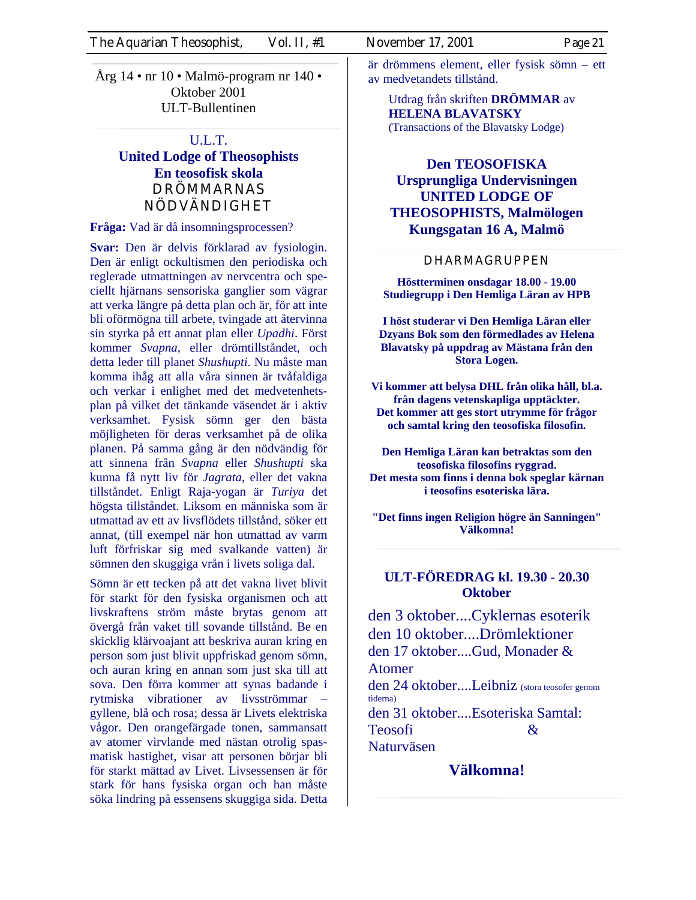Årg 14 • nr 10 • Malmö-program nr 140 • Oktober 2001
ULT-Bullentinen

U.L.T.

**United Lodge of Theosophists**
**En teosofisk skola**

## DRÖMMARNAS NÖDVÄNDIGHET

**Fråga:** Vad är då insomningsprocessen?

**Svar:** Den är delvis förklarad av fysiologin. Den är enligt ockultismen den periodiska och reglerade utmattningen av nervcentra och speciellt hjärnans sensoriska ganglier som vägrar att verka längre på detta plan och är, för att inte bli oförmögna till arbete, tvingade att återvinna sin styrka på ett annat plan eller *Upadhi*. Först kommer *Svapna*, eller drömtillståndet, och detta leder till planet *Shushupti*. Nu måste man komma ihåg att alla våra sinnen är tvåfaldiga och verkar i enlighet med det medvetenhetsplan på vilket det tänkande väsendet är i aktiv verksamhet. Fysisk sömn ger den bästa möjligheten för deras verksamhet på de olika planen. På samma gång är den nödvändig för att sinnena från *Svapna* eller *Shushupti* ska kunna få nytt liv för *Jagrata*, eller det vakna tillståndet. Enligt Raja-yogan är *Turiya* det högsta tillståndet. Liksom en människa som är utmattad av ett av livsflödets tillstånd, söker ett annat, (till exempel när hon utmattad av varm luft förfriskar sig med svalkande vatten) är sömnen den skuggiga vrån i livets soliga dal.

Sömn är ett tecken på att det vakna livet blivit för starkt för den fysiska organismen och att livskraftens ström måste brytas genom att övergå från vaket till sovande tillstånd. Be en skicklig klärvoajant att beskriva auran kring en person som just blivit uppfriskad genom sömn, och auran kring en annan som just ska till att sova. Den förra kommer att synas badande i rytmiska vibrationer av livsströmmar – gyllene, blå och rosa; dessa är Livets elektriska vågor. Den orangefärgade tonen, sammansatt av atomer virvlande med nästan otrolig spasmatisk hastighet, visar att personen börjar bli för starkt mättad av Livet. Livsessensen är för stark för hans fysiska organ och han måste söka lindring på essensens skuggiga sida. Detta är drömmens element, eller fysisk sömn – ett av medvetandets tillstånd.

Utdrag från skriften **DRÖMMAR** av **HELENA BLAVATSKY**
(Transactions of the Blavatsky Lodge)

**Den TEOSOFISKA Ursprungliga Undervisningen UNITED LODGE OF THEOSOPHISTS, Malmölogen Kungsgatan 16 A, Malmö**

## DHARMAGRUPPEN

**Höstterminen onsdagar 18.00 - 19.00**
**Studiegrupp i Den Hemliga Läran av HPB**

**I höst studerar vi Den Hemliga Läran eller Dzyans Bok som den förmedlades av Helena Blavatsky på uppdrag av Mästana från den Stora Logen.**

**Vi kommer att belysa DHL från olika håll, bl.a. från dagens vetenskapliga upptäckter.**
**Det kommer att ges stort utrymme för frågor och samtal kring den teosofiska filosofin.**

**Den Hemliga Läran kan betraktas som den teosofiska filosofins ryggrad.**
**Det mesta som finns i denna bok speglar kärnan i teosofins esoteriska lära.**

**"Det finns ingen Religion högre än Sanningen"**
**Välkomna!**

## ULT-FÖREDRAG kl. 19.30 - 20.30 Oktober

den 3 oktober....Cyklernas esoterik
den 10 oktober....Drömlektioner
den 17 oktober....Gud, Monader & Atomer
den 24 oktober....Leibniz (stora teosofer genom tiderna)
den 31 oktober....Esoteriska Samtal: Teosofi & Naturväsen

**Välkomna!**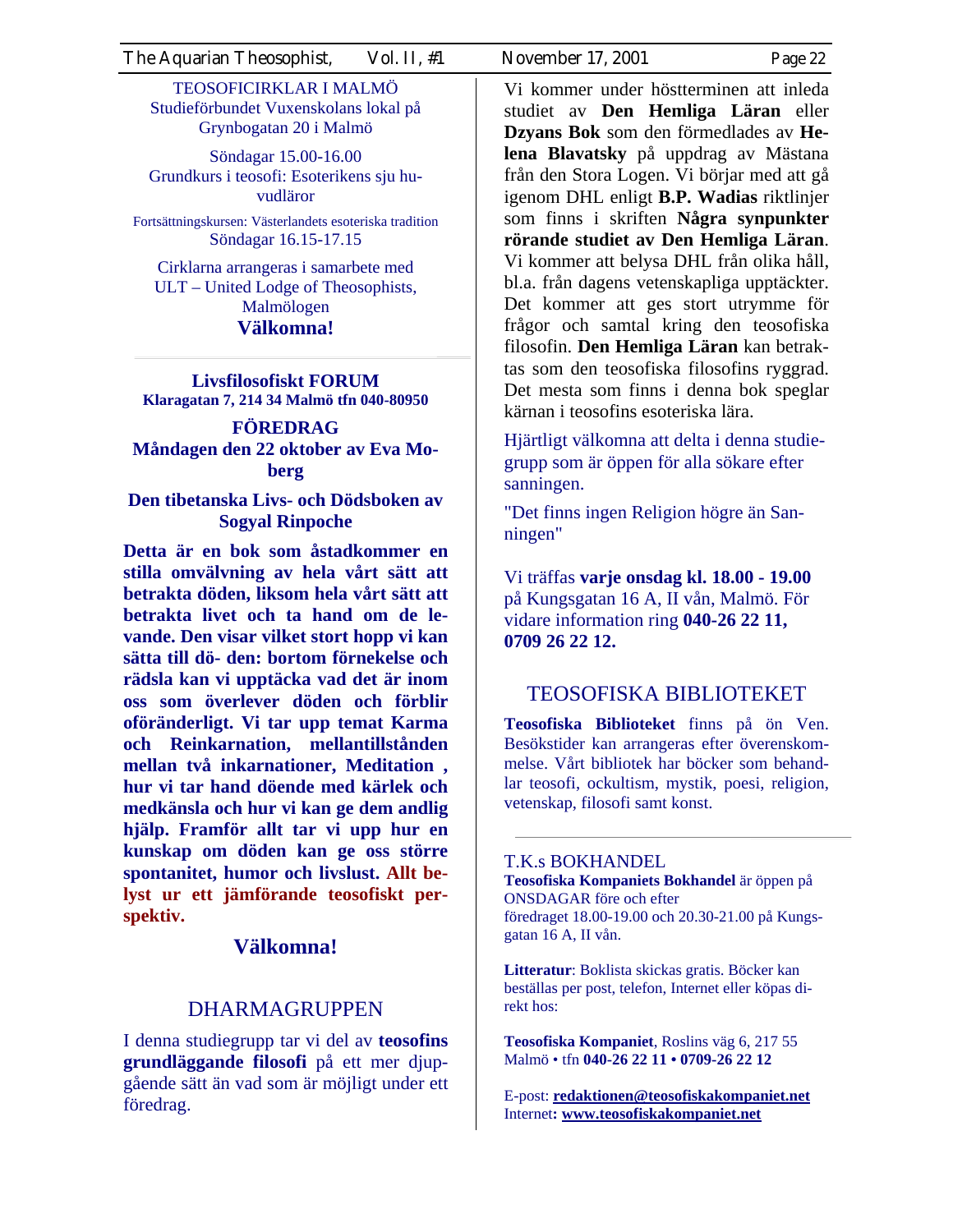TEOSOFICIRKLAR I MALMÖ
Studieförbundet Vuxenskolans lokal på Grynbogatan 20 i Malmö

Söndagar 15.00-16.00
Grundkurs i teosofi: Esoterikens sju huvudläror

Fortsättningskursen: Västerlandets esoteriska tradition
Söndagar 16.15-17.15

Cirklarna arrangeras i samarbete med ULT – United Lodge of Theosophists, Malmölogen

**Välkomna!**

---

**Livsfilosofiskt FORUM**
**Klaragatan 7, 214 34 Malmö tfn 040-80950**

**FÖREDRAG**
**Måndagen den 22 oktober av Eva Moberg**

**Den tibetanska Livs- och Dödsboken av Sogyal Rinpoche**

**Detta är en bok som åstadkommer en stilla omvälvning av hela vårt sätt att betrakta döden, liksom hela vårt sätt att betrakta livet och ta hand om de levande. Den visar vilket stort hopp vi kan sätta till dö- den: bortom förnekelse och rädsla kan vi upptäcka vad det är inom oss som överlever döden och förblir oföränderligt. Vi tar upp temat Karma och Reinkarnation, mellantillstånden mellan två inkarnationer, Meditation , hur vi tar hand döende med kärlek och medkänsla och hur vi kan ge dem andlig hjälp. Framför allt tar vi upp hur en kunskap om döden kan ge oss större spontanitet, humor och livslust. Allt belyst ur ett jämförande teosofiskt perspektiv.**

**Välkomna!**

## DHARMAGRUPPEN

I denna studiegrupp tar vi del av **teosofins grundläggande filosofi** på ett mer djupgående sätt än vad som är möjligt under ett föredrag.

Vi kommer under höstterminen att inleda studiet av **Den Hemliga Läran** eller **Dzyans Bok** som den förmedlades av **Helena Blavatsky** på uppdrag av Mästana från den Stora Logen. Vi börjar med att gå igenom DHL enligt **B.P. Wadias** riktlinjer som finns i skriften **Några synpunkter rörande studiet av Den Hemliga Läran**. Vi kommer att belysa DHL från olika håll, bl.a. från dagens vetenskapliga upptäckter. Det kommer att ges stort utrymme för frågor och samtal kring den teosofiska filosofin. **Den Hemliga Läran** kan betraktas som den teosofiska filosofins ryggrad. Det mesta som finns i denna bok speglar kärnan i teosofins esoteriska lära.

Hjärtligt välkomna att delta i denna studiegrupp som är öppen för alla sökare efter sanningen.

"Det finns ingen Religion högre än Sanningen"

Vi träffas **varje onsdag kl. 18.00 - 19.00** på Kungsgatan 16 A, II vån, Malmö. För vidare information ring **040-26 22 11, 0709 26 22 12.**

## TEOSOFISKA BIBLIOTEKET

**Teosofiska Biblioteket** finns på ön Ven. Besökstider kan arrangeras efter överenskommelse. Vårt bibliotek har böcker som behandlar teosofi, ockultism, mystik, poesi, religion, vetenskap, filosofi samt konst.

---

T.K.s BOKHANDEL
**Teosofiska Kompaniets Bokhandel** är öppen på ONSDAGAR före och efter föredraget 18.00-19.00 och 20.30-21.00 på Kungsgatan 16 A, II vån.

**Litteratur**: Boklista skickas gratis. Böcker kan beställas per post, telefon, Internet eller köpas direkt hos:

**Teosofiska Kompaniet**, Roslins väg 6, 217 55 Malmö • tfn **040-26 22 11 • 0709-26 22 12**

E-post: **redaktionen@teosofiskakompaniet.net**
Internet**: www.teosofiskakompaniet.net**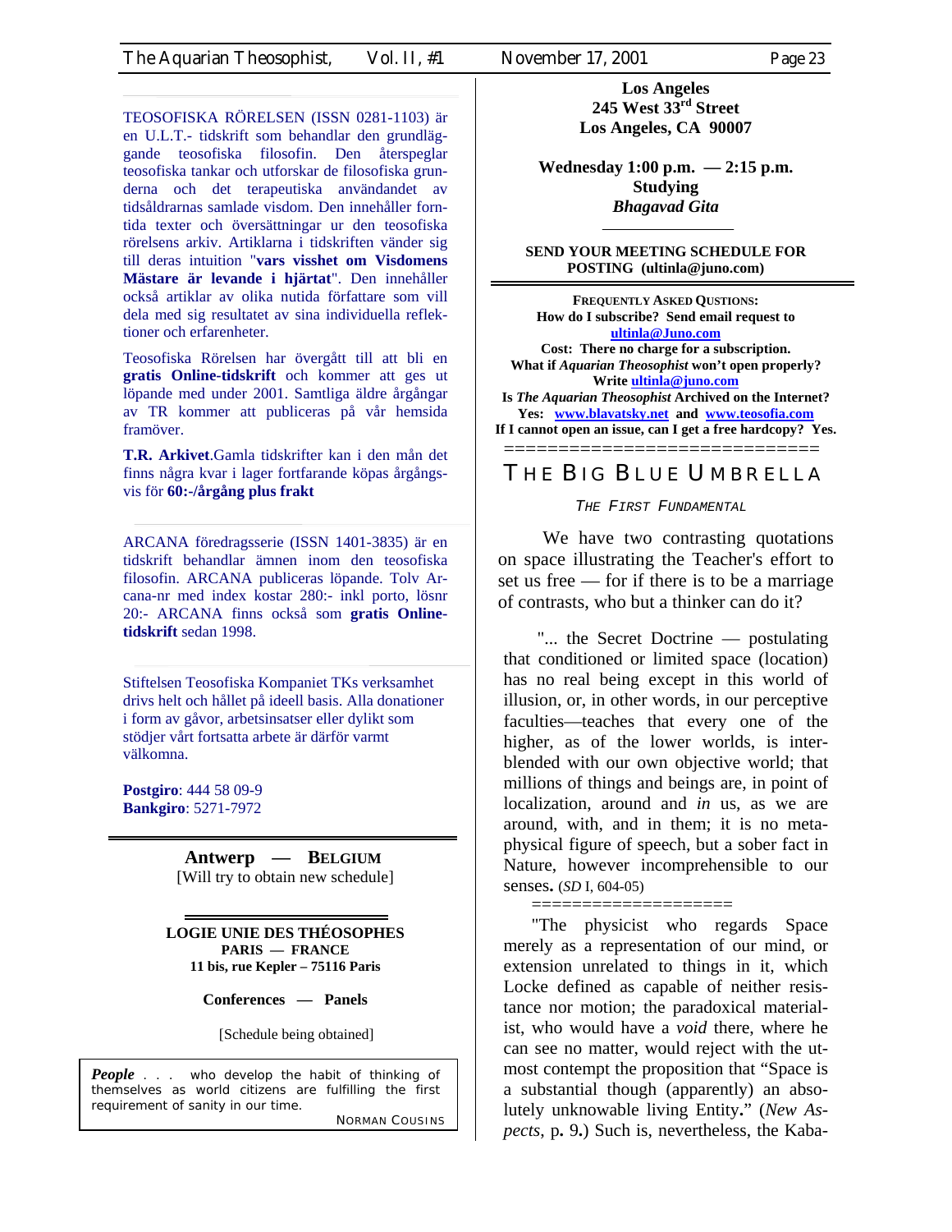TEOSOFISKA RÖRELSEN (ISSN 0281-1103) är en U.L.T.- tidskrift som behandlar den grundläggande teosofiska filosofin. Den återspeglar teosofiska tankar och utforskar de filosofiska grunderna och det terapeutiska användandet av tidsåldrarnas samlade visdom. Den innehåller forntida texter och översättningar ur den teosofiska rörelsens arkiv. Artiklarna i tidskriften vänder sig till deras intuition "**vars visshet om Visdomens Mästare är levande i hjärtat**". Den innehåller också artiklar av olika nutida författare som vill dela med sig resultatet av sina individuella reflektioner och erfarenheter.

Teosofiska Rörelsen har övergått till att bli en **gratis Online-tidskrift** och kommer att ges ut löpande med under 2001. Samtliga äldre årgångar av TR kommer att publiceras på vår hemsida framöver.

**T.R. Arkivet**.Gamla tidskrifter kan i den mån det finns några kvar i lager fortfarande köpas årgångsvis för **60:-/årgång plus frakt**

ARCANA föredragsserie (ISSN 1401-3835) är en tidskrift behandlar ämnen inom den teosofiska filosofin. ARCANA publiceras löpande. Tolv Arcana-nr med index kostar 280:- inkl porto, lösnr 20:- ARCANA finns också som **gratis Online-tidskrift** sedan 1998.

Stiftelsen Teosofiska Kompaniet TKs verksamhet drivs helt och hållet på ideell basis. Alla donationer i form av gåvor, arbetsinsatser eller dylikt som stödjer vårt fortsatta arbete är därför varmt välkomna.

**Postgiro**: 444 58 09-9
**Bankgiro**: 5271-7972

---

**Antwerp — BELGIUM**
[Will try to obtain new schedule]

---

**LOGIE UNIE DES THÉOSOPHES**
**PARIS — FRANCE**
**11 bis, rue Kepler – 75116 Paris**

**Conferences — Panels**

[Schedule being obtained]

> ***People*** . . . who develop the habit of thinking of themselves as world citizens are fulfilling the first requirement of sanity in our time.
> NORMAN COUSINS

**Los Angeles**
**245 West 33rd Street**
**Los Angeles, CA 90007**

**Wednesday 1:00 p.m. — 2:15 p.m.**
**Studying**
***Bhagavad Gita***

---

**SEND YOUR MEETING SCHEDULE FOR POSTING (ultinla@juno.com)**

---

**FREQUENTLY ASKED QUESTIONS:**
**How do I subscribe? Send email request to ultinla@Juno.com**
**Cost: There no charge for a subscription.**
**What if *Aquarian Theosophist* won't open properly? Write ultinla@juno.com**
**Is *The Aquarian Theosophist* Archived on the Internet? Yes: www.blavatsky.net and www.teosofia.com**
**If I cannot open an issue, can I get a free hardcopy? Yes.**

============================

# THE BIG BLUE UMBRELLA

*THE FIRST FUNDAMENTAL*

We have two contrasting quotations on space illustrating the Teacher's effort to set us free — for if there is to be a marriage of contrasts, who but a thinker can do it?

"... the Secret Doctrine — postulating that conditioned or limited space (location) has no real being except in this world of illusion, or, in other words, in our perceptive faculties—teaches that every one of the higher, as of the lower worlds, is interblended with our own objective world; that millions of things and beings are, in point of localization, around and *in* us, as we are around, with, and in them; it is no metaphysical figure of speech, but a sober fact in Nature, however incomprehensible to our senses**.** (*SD* I, 604-05)

===================

"The physicist who regards Space merely as a representation of our mind, or extension unrelated to things in it, which Locke defined as capable of neither resistance nor motion; the paradoxical materialist, who would have a *void* there, where he can see no matter, would reject with the utmost contempt the proposition that "Space is a substantial though (apparently) an absolutely unknowable living Entity**.**" (*New Aspects*, p**.** 9**.**) Such is, nevertheless, the Kaba-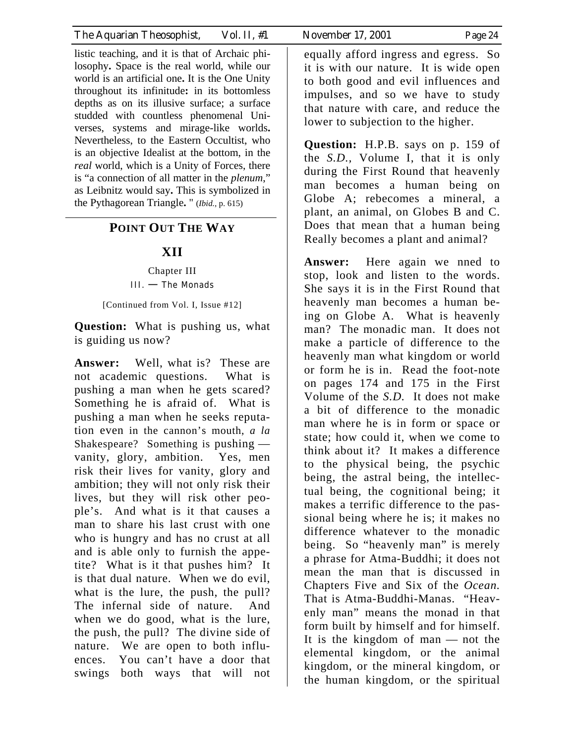listic teaching, and it is that of Archaic philosophy**.** Space is the real world, while our world is an artificial one**.** It is the One Unity throughout its infinitude**:** in its bottomless depths as on its illusive surface; a surface studded with countless phenomenal Universes, systems and mirage-like worlds**.** Nevertheless, to the Eastern Occultist, who is an objective Idealist at the bottom, in the *real* world, which is a Unity of Forces, there is "a connection of all matter in the *plenum*," as Leibnitz would say**.** This is symbolized in the Pythagorean Triangle**.** " (*Ibid.*, p. 615)

## POINT OUT THE WAY

## XII

Chapter III
III. — The Monads

[Continued from Vol. I, Issue #12]

**Question:** What is pushing us, what is guiding us now?

**Answer:** Well, what is? These are not academic questions. What is pushing a man when he gets scared? Something he is afraid of. What is pushing a man when he seeks reputation even in the cannon's mouth, *a la* Shakespeare? Something is pushing — vanity, glory, ambition. Yes, men risk their lives for vanity, glory and ambition; they will not only risk their lives, but they will risk other people's. And what is it that causes a man to share his last crust with one who is hungry and has no crust at all and is able only to furnish the appetite? What is it that pushes him? It is that dual nature. When we do evil, what is the lure, the push, the pull? The infernal side of nature. And when we do good, what is the lure, the push, the pull? The divine side of nature. We are open to both influences. You can't have a door that swings both ways that will not equally afford ingress and egress. So it is with our nature. It is wide open to both good and evil influences and impulses, and so we have to study that nature with care, and reduce the lower to subjection to the higher.

**Question:** H.P.B. says on p. 159 of the *S.D.*, Volume I, that it is only during the First Round that heavenly man becomes a human being on Globe A; rebecomes a mineral, a plant, an animal, on Globes B and C. Does that mean that a human being Really becomes a plant and animal?

**Answer:** Here again we nned to stop, look and listen to the words. She says it is in the First Round that heavenly man becomes a human being on Globe A. What is heavenly man? The monadic man. It does not make a particle of difference to the heavenly man what kingdom or world or form he is in. Read the foot-note on pages 174 and 175 in the First Volume of the *S.D.* It does not make a bit of difference to the monadic man where he is in form or space or state; how could it, when we come to think about it? It makes a difference to the physical being, the psychic being, the astral being, the intellectual being, the cognitional being; it makes a terrific difference to the passional being where he is; it makes no difference whatever to the monadic being. So "heavenly man" is merely a phrase for Atma-Buddhi; it does not mean the man that is discussed in Chapters Five and Six of the *Ocean.* That is Atma-Buddhi-Manas. "Heavenly man" means the monad in that form built by himself and for himself. It is the kingdom of man — not the elemental kingdom, or the animal kingdom, or the mineral kingdom, or the human kingdom, or the spiritual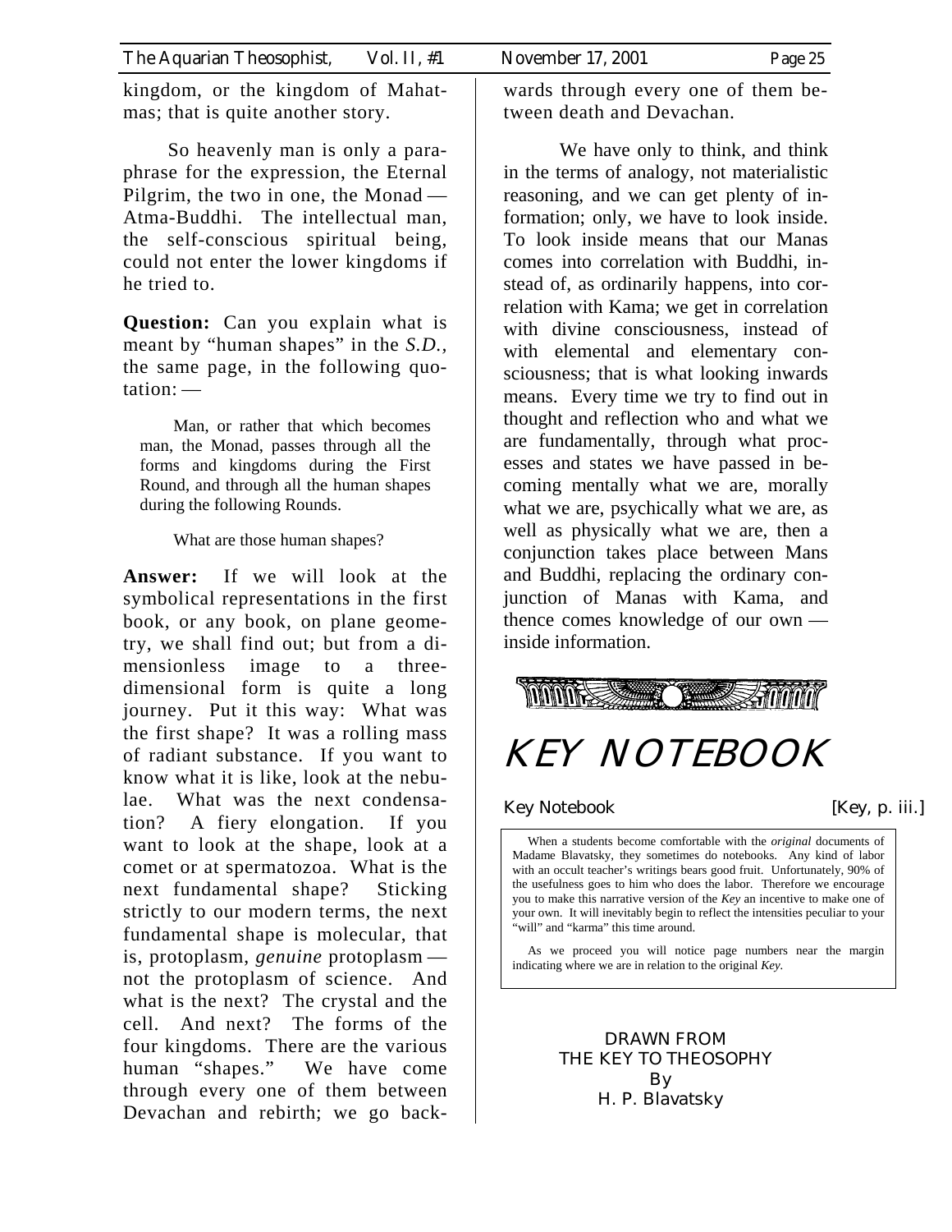kingdom, or the kingdom of Mahatmas; that is quite another story.

So heavenly man is only a paraphrase for the expression, the Eternal Pilgrim, the two in one, the Monad — Atma-Buddhi. The intellectual man, the self-conscious spiritual being, could not enter the lower kingdoms if he tried to.

**Question:** Can you explain what is meant by "human shapes" in the *S.D.*, the same page, in the following quotation: —

> Man, or rather that which becomes man, the Monad, passes through all the forms and kingdoms during the First Round, and through all the human shapes during the following Rounds.
>
> What are those human shapes?

**Answer:** If we will look at the symbolical representations in the first book, or any book, on plane geometry, we shall find out; but from a dimensionless image to a three-dimensional form is quite a long journey. Put it this way: What was the first shape? It was a rolling mass of radiant substance. If you want to know what it is like, look at the nebulae. What was the next condensation? A fiery elongation. If you want to look at the shape, look at a comet or at spermatozoa. What is the next fundamental shape? Sticking strictly to our modern terms, the next fundamental shape is molecular, that is, protoplasm, *genuine* protoplasm — not the protoplasm of science. And what is the next? The crystal and the cell. And next? The forms of the four kingdoms. There are the various human "shapes." We have come through every one of them between Devachan and rebirth; we go backwards through every one of them between death and Devachan.

We have only to think, and think in the terms of analogy, not materialistic reasoning, and we can get plenty of information; only, we have to look inside. To look inside means that our Manas comes into correlation with Buddhi, instead of, as ordinarily happens, into correlation with Kama; we get in correlation with divine consciousness, instead of with elemental and elementary consciousness; that is what looking inwards means. Every time we try to find out in thought and reflection who and what we are fundamentally, through what processes and states we have passed in becoming mentally what we are, morally what we are, psychically what we are, as well as physically what we are, then a conjunction takes place between Mans and Buddhi, replacing the ordinary conjunction of Manas with Kama, and thence comes knowledge of our own — inside information.

# KEY NOTEBOOK

Key Notebook [Key, p. iii.]

When a students become comfortable with the *original* documents of Madame Blavatsky, they sometimes do notebooks. Any kind of labor with an occult teacher's writings bears good fruit. Unfortunately, 90% of the usefulness goes to him who does the labor. Therefore we encourage you to make this narrative version of the *Key* an incentive to make one of your own. It will inevitably begin to reflect the intensities peculiar to your "will" and "karma" this time around.

As we proceed you will notice page numbers near the margin indicating where we are in relation to the original *Key.*

DRAWN FROM
THE KEY TO THEOSOPHY
By
H. P. Blavatsky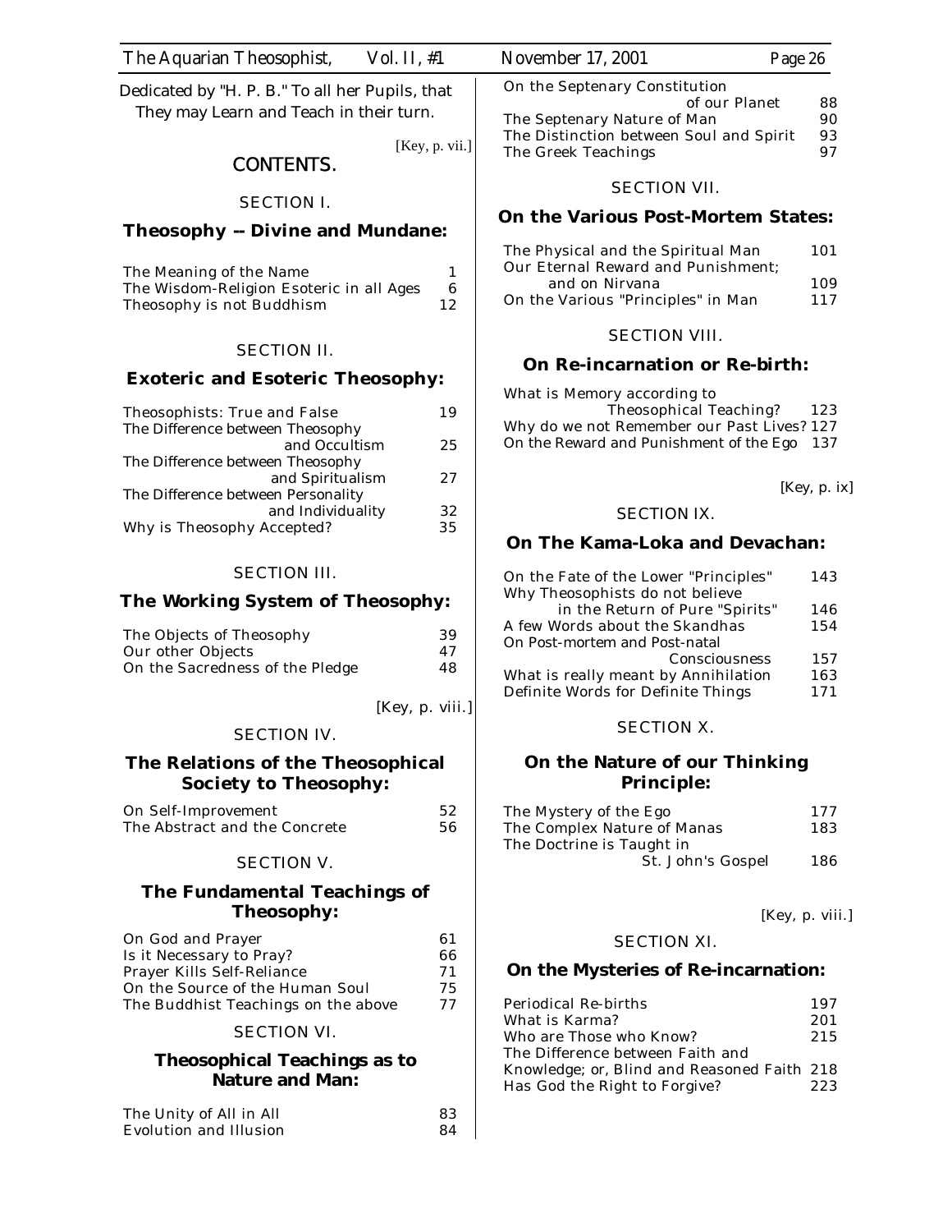Dedicated by "H. P. B." To all her Pupils, that They may Learn and Teach in their turn.

[Key, p. vii.]

## CONTENTS.

### SECTION I.

### Theosophy -- Divine and Mundane:

| | |
|---|---|
| The Meaning of the Name | 1 |
| The Wisdom-Religion Esoteric in all Ages | 6 |
| Theosophy is not Buddhism | 12 |

### SECTION II.

### Exoteric and Esoteric Theosophy:

| | |
|---|---|
| Theosophists: True and False | 19 |
| The Difference between Theosophy and Occultism | 25 |
| The Difference between Theosophy and Spiritualism | 27 |
| The Difference between Personality and Individuality | 32 |
| Why is Theosophy Accepted? | 35 |

### SECTION III.

### The Working System of Theosophy:

| | |
|---|---|
| The Objects of Theosophy | 39 |
| Our other Objects | 47 |
| On the Sacredness of the Pledge | 48 |

[Key, p. viii.]

### SECTION IV.

### The Relations of the Theosophical Society to Theosophy:

| | |
|---|---|
| On Self-Improvement | 52 |
| The Abstract and the Concrete | 56 |

### SECTION V.

### The Fundamental Teachings of Theosophy:

| | |
|---|---|
| On God and Prayer | 61 |
| Is it Necessary to Pray? | 66 |
| Prayer Kills Self-Reliance | 71 |
| On the Source of the Human Soul | 75 |
| The Buddhist Teachings on the above | 77 |

### SECTION VI.

### Theosophical Teachings as to Nature and Man:

| | |
|---|---|
| The Unity of All in All | 83 |
| Evolution and Illusion | 84 |
| On the Septenary Constitution of our Planet | 88 |
| The Septenary Nature of Man | 90 |
| The Distinction between Soul and Spirit | 93 |
| The Greek Teachings | 97 |

### SECTION VII.

### On the Various Post-Mortem States:

| | |
|---|---|
| The Physical and the Spiritual Man | 101 |
| Our Eternal Reward and Punishment; and on Nirvana | 109 |
| On the Various "Principles" in Man | 117 |

### SECTION VIII.

### On Re-incarnation or Re-birth:

| | |
|---|---|
| What is Memory according to Theosophical Teaching? | 123 |
| Why do we not Remember our Past Lives? | 127 |
| On the Reward and Punishment of the Ego | 137 |

[Key, p. ix]

### SECTION IX.

### On The Kama-Loka and Devachan:

| | |
|---|---|
| On the Fate of the Lower "Principles" | 143 |
| Why Theosophists do not believe in the Return of Pure "Spirits" | 146 |
| A few Words about the Skandhas | 154 |
| On Post-mortem and Post-natal Consciousness | 157 |
| What is really meant by Annihilation | 163 |
| Definite Words for Definite Things | 171 |

### SECTION X.

### On the Nature of our Thinking Principle:

| | |
|---|---|
| The Mystery of the Ego | 177 |
| The Complex Nature of Manas | 183 |
| The Doctrine is Taught in St. John's Gospel | 186 |

[Key, p. viii.]

### SECTION XI.

### On the Mysteries of Re-incarnation:

| | |
|---|---|
| Periodical Re-births | 197 |
| What is Karma? | 201 |
| Who are Those who Know? | 215 |
| The Difference between Faith and Knowledge; or, Blind and Reasoned Faith | 218 |
| Has God the Right to Forgive? | 223 |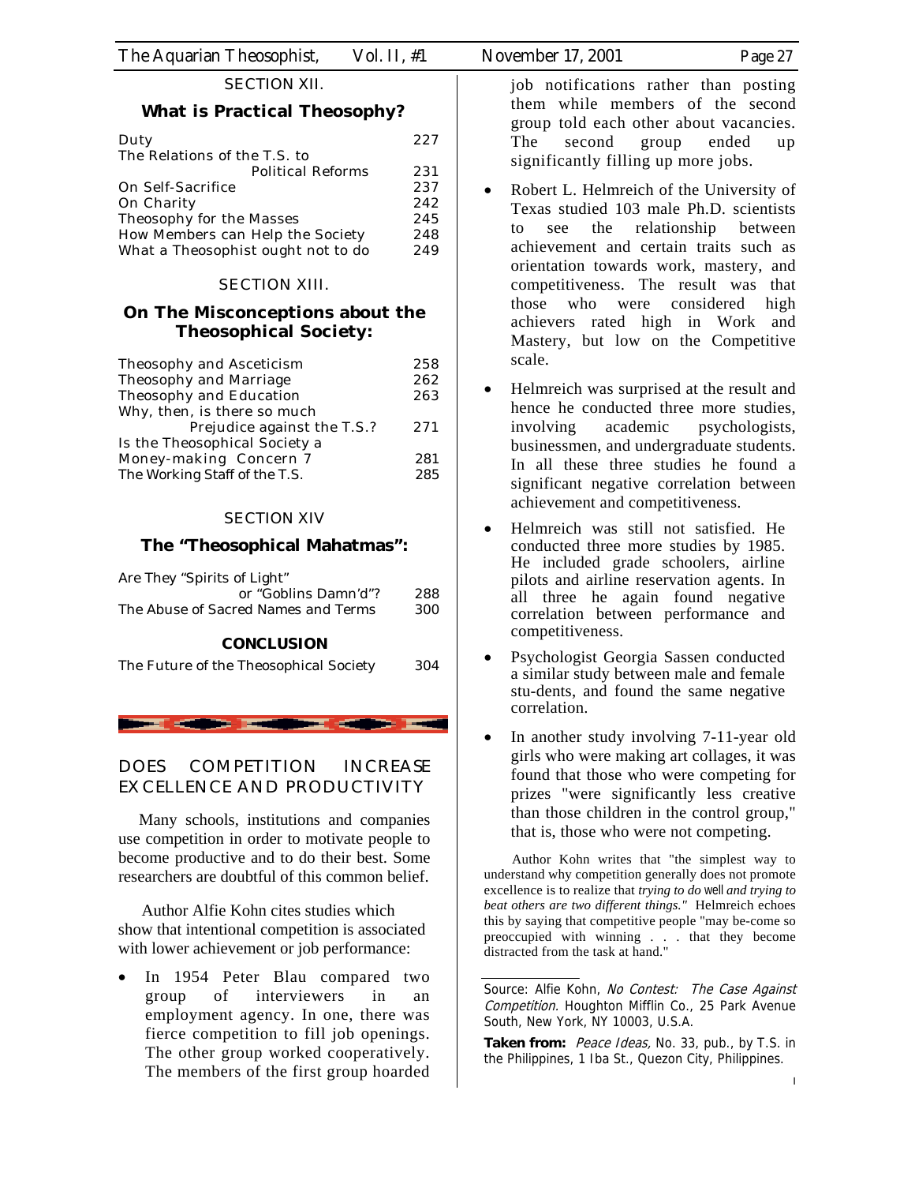SECTION XII.

## What is Practical Theosophy?

| | |
|---|---|
| Duty | 227 |
| The Relations of the T.S. to Political Reforms | 231 |
| On Self-Sacrifice | 237 |
| On Charity | 242 |
| Theosophy for the Masses | 245 |
| How Members can Help the Society | 248 |
| What a Theosophist ought not to do | 249 |

SECTION XIII.

## On The Misconceptions about the Theosophical Society:

| | |
|---|---|
| Theosophy and Asceticism | 258 |
| Theosophy and Marriage | 262 |
| Theosophy and Education | 263 |
| Why, then, is there so much Prejudice against the T.S.? | 271 |
| Is the Theosophical Society a Money-making Concern ? | 281 |
| The Working Staff of the T.S. | 285 |

SECTION XIV

## The "Theosophical Mahatmas":

| | |
|---|---|
| Are They "Spirits of Light" or "Goblins Damn'd"? | 288 |
| The Abuse of Sacred Names and Terms | 300 |

**CONCLUSION**

| | |
|---|---|
| The Future of the Theosophical Society | 304 |

# DOES COMPETITION INCREASE EXCELLENCE AND PRODUCTIVITY

Many schools, institutions and companies use competition in order to motivate people to become productive and to do their best. Some researchers are doubtful of this common belief.

Author Alfie Kohn cites studies which show that intentional competition is associated with lower achievement or job performance:

- In 1954 Peter Blau compared two group of interviewers in an employment agency. In one, there was fierce competition to fill job openings. The other group worked cooperatively. The members of the first group hoarded job notifications rather than posting them while members of the second group told each other about vacancies. The second group ended up significantly filling up more jobs.
- Robert L. Helmreich of the University of Texas studied 103 male Ph.D. scientists to see the relationship between achievement and certain traits such as orientation towards work, mastery, and competitiveness. The result was that those who were considered high achievers rated high in Work and Mastery, but low on the Competitive scale.
- Helmreich was surprised at the result and hence he conducted three more studies, involving academic psychologists, businessmen, and undergraduate students. In all these three studies he found a significant negative correlation between achievement and competitiveness.
- Helmreich was still not satisfied. He conducted three more studies by 1985. He included grade schoolers, airline pilots and airline reservation agents. In all three he again found negative correlation between performance and competitiveness.
- Psychologist Georgia Sassen conducted a similar study between male and female stu-dents, and found the same negative correlation.
- In another study involving 7-11-year old girls who were making art collages, it was found that those who were competing for prizes "were significantly less creative than those children in the control group," that is, those who were not competing.

Author Kohn writes that "the simplest way to understand why competition generally does not promote excellence is to realize that *trying to do well and trying to beat others are two different things."* Helmreich echoes this by saying that competitive people "may be-come so preoccupied with winning . . . that they become distracted from the task at hand."

Source: Alfie Kohn, *No Contest: The Case Against Competition.* Houghton Mifflin Co., 25 Park Avenue South, New York, NY 10003, U.S.A.

**Taken from:** *Peace Ideas,* No. 33, pub., by T.S. in the Philippines, 1 Iba St., Quezon City, Philippines.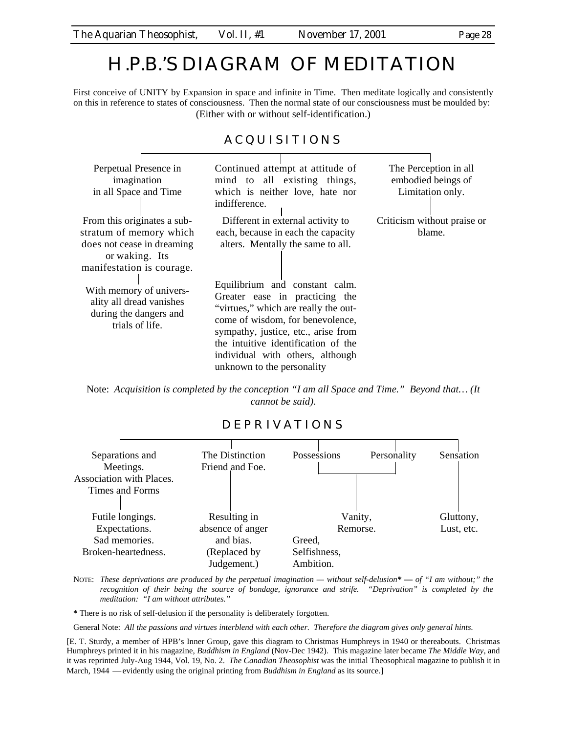# H.P.B.'S DIAGRAM OF MEDITATION

First conceive of UNITY by Expansion in space and infinite in Time. Then meditate logically and consistently on this in reference to states of consciousness. Then the normal state of our consciousness must be moulded by: (Either with or without self-identification.)

## ACQUISITIONS

Perpetual Presence in imagination in all Space and Time

From this originates a substratum of memory which does not cease in dreaming or waking. Its manifestation is courage.

With memory of universality all dread vanishes during the dangers and trials of life.

Continued attempt at attitude of mind to all existing things, which is neither love, hate nor indifference.

Different in external activity to each, because in each the capacity alters. Mentally the same to all.

Equilibrium and constant calm. Greater ease in practicing the "virtues," which are really the outcome of wisdom, for benevolence, sympathy, justice, etc., arise from the intuitive identification of the individual with others, although unknown to the personality

The Perception in all embodied beings of Limitation only.

Criticism without praise or blame.

Note: *Acquisition is completed by the conception "I am all Space and Time." Beyond that… (It cannot be said).*

## DEPRIVATIONS

Separations and Meetings. Association with Places. Times and Forms

Futile longings. Expectations. Sad memories. Broken-heartedness.

The Distinction Friend and Foe.

Resulting in absence of anger and bias. (Replaced by Judgement.)

Possessions — Personality

Vanity, Remorse.

Greed, Selfishness, Ambition.

Sensation

Gluttony, Lust, etc.

NOTE: *These deprivations are produced by the perpetual imagination — without self-delusion* — of "I am without;" the recognition of their being the source of bondage, ignorance and strife. "Deprivation" is completed by the meditation: "I am without attributes."*

* There is no risk of self-delusion if the personality is deliberately forgotten.

General Note: *All the passions and virtues interblend with each other. Therefore the diagram gives only general hints.*

[E. T. Sturdy, a member of HPB's Inner Group, gave this diagram to Christmas Humphreys in 1940 or thereabouts. Christmas Humphreys printed it in his magazine, *Buddhism in England* (Nov-Dec 1942). This magazine later became *The Middle Way*, and it was reprinted July-Aug 1944, Vol. 19, No. 2. *The Canadian Theosophist* was the initial Theosophical magazine to publish it in March, 1944 — evidently using the original printing from *Buddhism in England* as its source.]